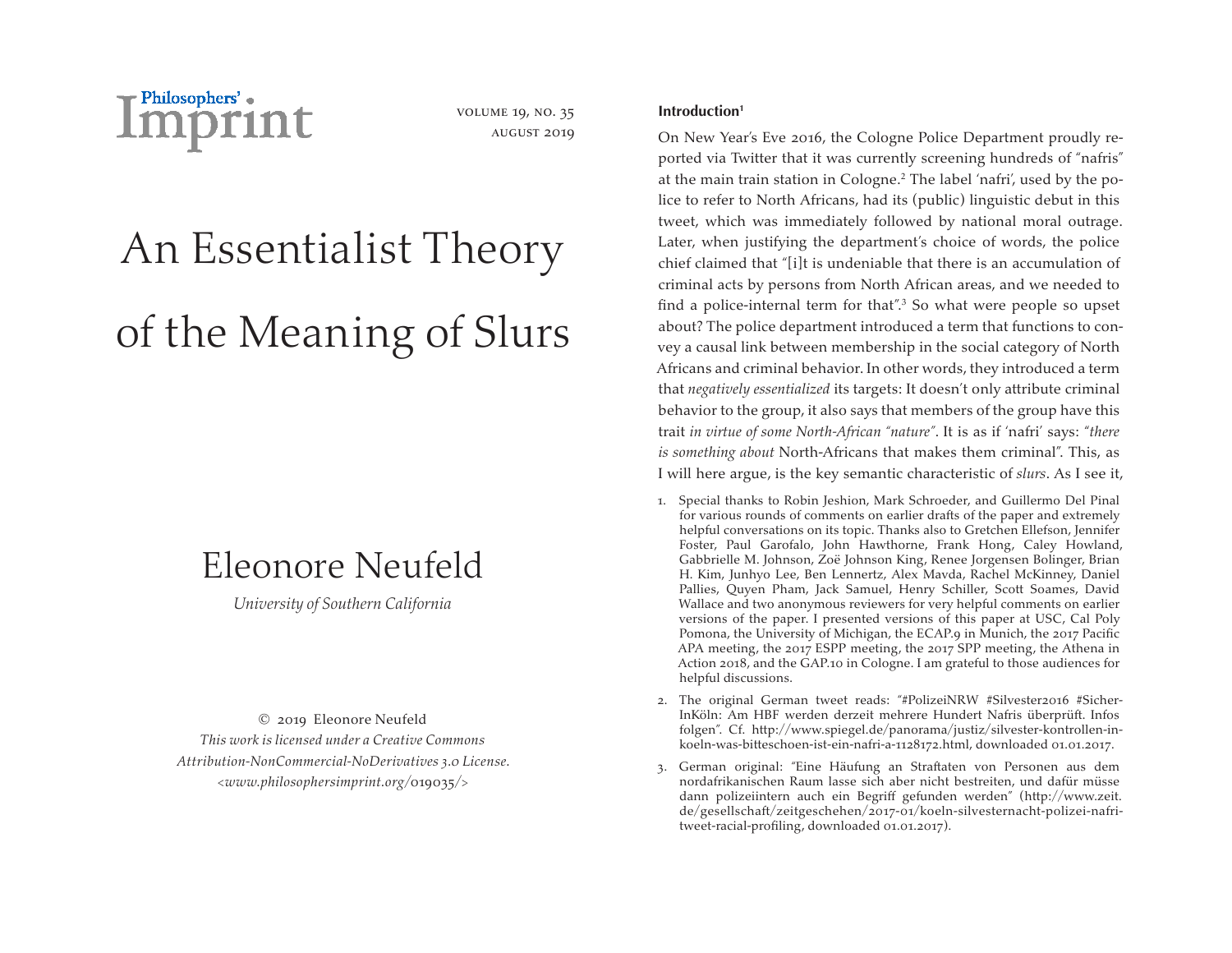# An Essentialist Theory of the Meaning of Slurs

## Eleonore Neufeld

*University of Southern California*

© 2019 Eleonore Neufeld
*This work is licensed under a Creative Commons Attribution-NonCommercial-NoDerivatives 3.0 License.*
*<www.philosophersimprint.org/019035/>*

### Introduction[1]

On New Year's Eve 2016, the Cologne Police Department proudly reported via Twitter that it was currently screening hundreds of "nafris" at the main train station in Cologne.[2] The label 'nafri', used by the police to refer to North Africans, had its (public) linguistic debut in this tweet, which was immediately followed by national moral outrage. Later, when justifying the department's choice of words, the police chief claimed that "[i]t is undeniable that there is an accumulation of criminal acts by persons from North African areas, and we needed to find a police-internal term for that".[3] So what were people so upset about? The police department introduced a term that functions to convey a causal link between membership in the social category of North Africans and criminal behavior. In other words, they introduced a term that *negatively essentialized* its targets: It doesn't only attribute criminal behavior to the group, it also says that members of the group have this trait *in virtue of some North-African "nature"*. It is as if 'nafri' says: "*there is something about* North-Africans that makes them criminal". This, as I will here argue, is the key semantic characteristic of *slurs*. As I see it,

1. Special thanks to Robin Jeshion, Mark Schroeder, and Guillermo Del Pinal for various rounds of comments on earlier drafts of the paper and extremely helpful conversations on its topic. Thanks also to Gretchen Ellefson, Jennifer Foster, Paul Garofalo, John Hawthorne, Frank Hong, Caley Howland, Gabbrielle M. Johnson, Zoë Johnson King, Renee Jorgensen Bolinger, Brian H. Kim, Junhyo Lee, Ben Lennertz, Alex Mavda, Rachel McKinney, Daniel Pallies, Quyen Pham, Jack Samuel, Henry Schiller, Scott Soames, David Wallace and two anonymous reviewers for very helpful comments on earlier versions of the paper. I presented versions of this paper at USC, Cal Poly Pomona, the University of Michigan, the ECAP.9 in Munich, the 2017 Pacific APA meeting, the 2017 ESPP meeting, the 2017 SPP meeting, the Athena in Action 2018, and the GAP.10 in Cologne. I am grateful to those audiences for helpful discussions.

2. The original German tweet reads: "#PolizeiNRW #Silvester2016 #SicherInKöln: Am HBF werden derzeit mehrere Hundert Nafris überprüft. Infos folgen". Cf. http://www.spiegel.de/panorama/justiz/silvester-kontrollen-in-koeln-was-bitteschoen-ist-ein-nafri-a-1128172.html, downloaded 01.01.2017.

3. German original: "Eine Häufung an Straftaten von Personen aus dem nordafrikanischen Raum lasse sich aber nicht bestreiten, und dafür müsse dann polizeiintern auch ein Begriff gefunden werden" (http://www.zeit.de/gesellschaft/zeitgeschehen/2017-01/koeln-silvesternacht-polizei-nafri-tweet-racial-profiling, downloaded 01.01.2017).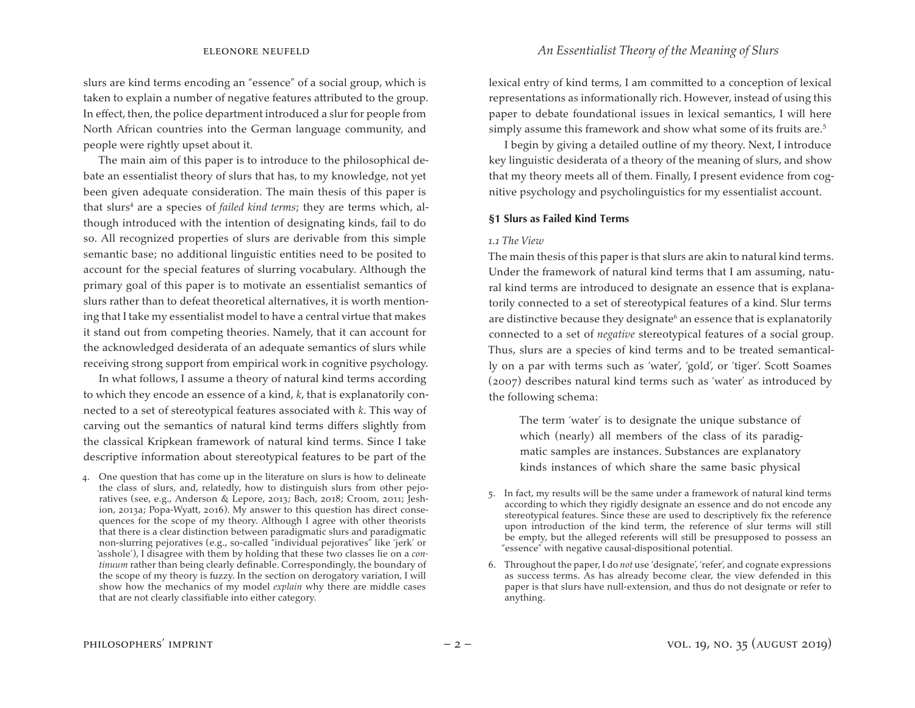slurs are kind terms encoding an "essence" of a social group, which is taken to explain a number of negative features attributed to the group. In effect, then, the police department introduced a slur for people from North African countries into the German language community, and people were rightly upset about it.

The main aim of this paper is to introduce to the philosophical debate an essentialist theory of slurs that has, to my knowledge, not yet been given adequate consideration. The main thesis of this paper is that slurs[4] are a species of *failed kind terms*; they are terms which, although introduced with the intention of designating kinds, fail to do so. All recognized properties of slurs are derivable from this simple semantic base; no additional linguistic entities need to be posited to account for the special features of slurring vocabulary. Although the primary goal of this paper is to motivate an essentialist semantics of slurs rather than to defeat theoretical alternatives, it is worth mentioning that I take my essentialist model to have a central virtue that makes it stand out from competing theories. Namely, that it can account for the acknowledged desiderata of an adequate semantics of slurs while receiving strong support from empirical work in cognitive psychology.

In what follows, I assume a theory of natural kind terms according to which they encode an essence of a kind, *k*, that is explanatorily connected to a set of stereotypical features associated with *k*. This way of carving out the semantics of natural kind terms differs slightly from the classical Kripkean framework of natural kind terms. Since I take descriptive information about stereotypical features to be part of the lexical entry of kind terms, I am committed to a conception of lexical representations as informationally rich. However, instead of using this paper to debate foundational issues in lexical semantics, I will here simply assume this framework and show what some of its fruits are.[5]

I begin by giving a detailed outline of my theory. Next, I introduce key linguistic desiderata of a theory of the meaning of slurs, and show that my theory meets all of them. Finally, I present evidence from cognitive psychology and psycholinguistics for my essentialist account.

## §1 Slurs as Failed Kind Terms

### *1.1 The View*

The main thesis of this paper is that slurs are akin to natural kind terms. Under the framework of natural kind terms that I am assuming, natural kind terms are introduced to designate an essence that is explanatorily connected to a set of stereotypical features of a kind. Slur terms are distinctive because they designate[6] an essence that is explanatorily connected to a set of *negative* stereotypical features of a social group. Thus, slurs are a species of kind terms and to be treated semantically on a par with terms such as 'water', 'gold', or 'tiger'. Scott Soames (2007) describes natural kind terms such as 'water' as introduced by the following schema:

> The term 'water' is to designate the unique substance of which (nearly) all members of the class of its paradigmatic samples are instances. Substances are explanatory kinds instances of which share the same basic physical

---

4. One question that has come up in the literature on slurs is how to delineate the class of slurs, and, relatedly, how to distinguish slurs from other pejoratives (see, e.g., Anderson & Lepore, 2013; Bach, 2018; Croom, 2011; Jeshion, 2013a; Popa-Wyatt, 2016). My answer to this question has direct consequences for the scope of my theory. Although I agree with other theorists that there is a clear distinction between paradigmatic slurs and paradigmatic non-slurring pejoratives (e.g., so-called "individual pejoratives" like 'jerk' or 'asshole'), I disagree with them by holding that these two classes lie on a *continuum* rather than being clearly definable. Correspondingly, the boundary of the scope of my theory is fuzzy. In the section on derogatory variation, I will show how the mechanics of my model *explain* why there are middle cases that are not clearly classifiable into either category.

5. In fact, my results will be the same under a framework of natural kind terms according to which they rigidly designate an essence and do not encode any stereotypical features. Since these are used to descriptively fix the reference upon introduction of the kind term, the reference of slur terms will still be empty, but the alleged referents will still be presupposed to possess an "essence" with negative causal-dispositional potential.

6. Throughout the paper, I do *not* use 'designate', 'refer', and cognate expressions as success terms. As has already become clear, the view defended in this paper is that slurs have null-extension, and thus do not designate or refer to anything.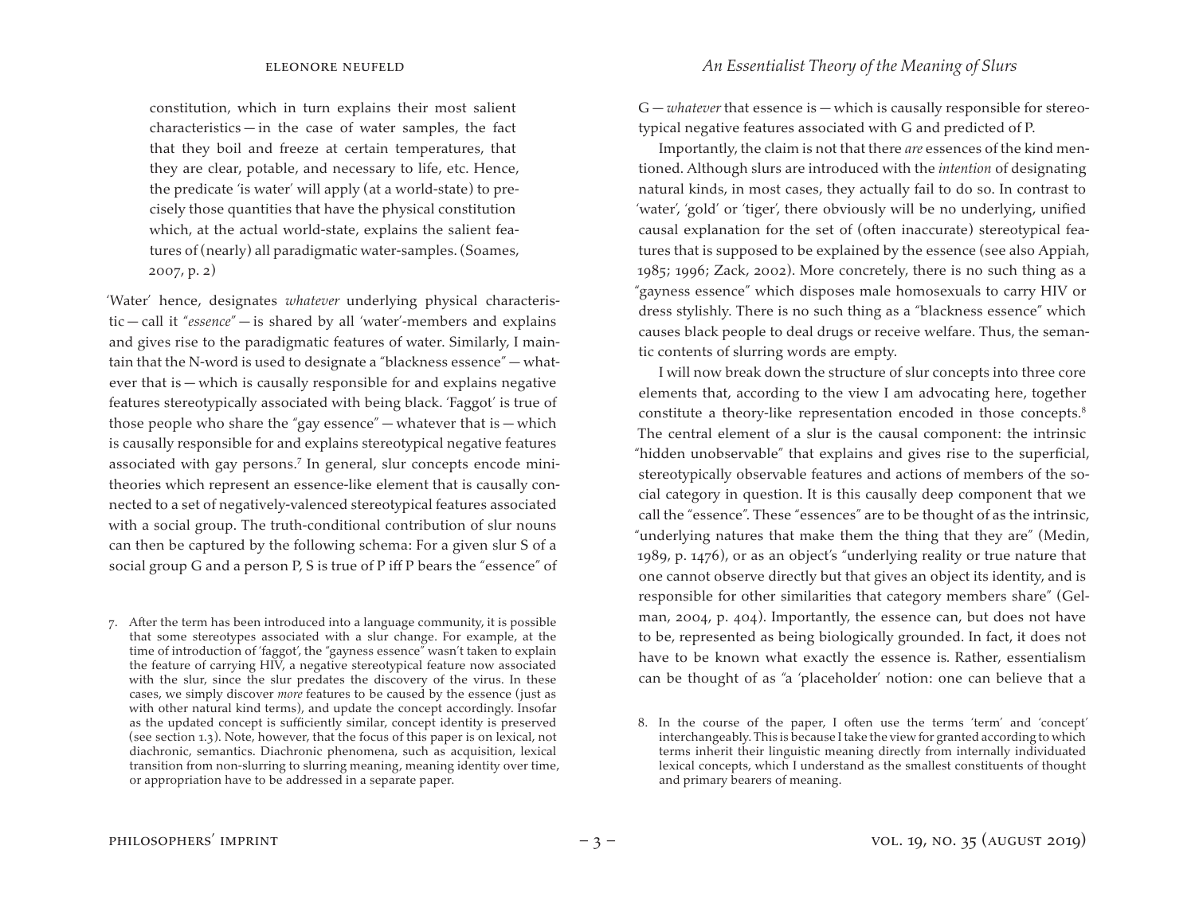constitution, which in turn explains their most salient characteristics — in the case of water samples, the fact that they boil and freeze at certain temperatures, that they are clear, potable, and necessary to life, etc. Hence, the predicate 'is water' will apply (at a world-state) to precisely those quantities that have the physical constitution which, at the actual world-state, explains the salient features of (nearly) all paradigmatic water-samples. (Soames, 2007, p. 2)

'Water' hence, designates *whatever* underlying physical characteristic — call it "*essence*" — is shared by all 'water'-members and explains and gives rise to the paradigmatic features of water. Similarly, I maintain that the N-word is used to designate a "blackness essence" — whatever that is — which is causally responsible for and explains negative features stereotypically associated with being black. 'Faggot' is true of those people who share the "gay essence" — whatever that is — which is causally responsible for and explains stereotypical negative features associated with gay persons.[7] In general, slur concepts encode mini-theories which represent an essence-like element that is causally connected to a set of negatively-valenced stereotypical features associated with a social group. The truth-conditional contribution of slur nouns can then be captured by the following schema: For a given slur S of a social group G and a person P, S is true of P iff P bears the "essence" of G — *whatever* that essence is — which is causally responsible for stereotypical negative features associated with G and predicted of P.

Importantly, the claim is not that there *are* essences of the kind mentioned. Although slurs are introduced with the *intention* of designating natural kinds, in most cases, they actually fail to do so. In contrast to 'water', 'gold' or 'tiger', there obviously will be no underlying, unified causal explanation for the set of (often inaccurate) stereotypical features that is supposed to be explained by the essence (see also Appiah, 1985; 1996; Zack, 2002). More concretely, there is no such thing as a "gayness essence" which disposes male homosexuals to carry HIV or dress stylishly. There is no such thing as a "blackness essence" which causes black people to deal drugs or receive welfare. Thus, the semantic contents of slurring words are empty.

I will now break down the structure of slur concepts into three core elements that, according to the view I am advocating here, together constitute a theory-like representation encoded in those concepts.[8] The central element of a slur is the causal component: the intrinsic "hidden unobservable" that explains and gives rise to the superficial, stereotypically observable features and actions of members of the social category in question. It is this causally deep component that we call the "essence". These "essences" are to be thought of as the intrinsic, "underlying natures that make them the thing that they are" (Medin, 1989, p. 1476), or as an object's "underlying reality or true nature that one cannot observe directly but that gives an object its identity, and is responsible for other similarities that category members share" (Gelman, 2004, p. 404). Importantly, the essence can, but does not have to be, represented as being biologically grounded. In fact, it does not have to be known what exactly the essence is. Rather, essentialism can be thought of as "a 'placeholder' notion: one can believe that a

7. After the term has been introduced into a language community, it is possible that some stereotypes associated with a slur change. For example, at the time of introduction of 'faggot', the "gayness essence" wasn't taken to explain the feature of carrying HIV, a negative stereotypical feature now associated with the slur, since the slur predates the discovery of the virus. In these cases, we simply discover *more* features to be caused by the essence (just as with other natural kind terms), and update the concept accordingly. Insofar as the updated concept is sufficiently similar, concept identity is preserved (see section 1.3). Note, however, that the focus of this paper is on lexical, not diachronic, semantics. Diachronic phenomena, such as acquisition, lexical transition from non-slurring to slurring meaning, meaning identity over time, or appropriation have to be addressed in a separate paper.

8. In the course of the paper, I often use the terms 'term' and 'concept' interchangeably. This is because I take the view for granted according to which terms inherit their linguistic meaning directly from internally individuated lexical concepts, which I understand as the smallest constituents of thought and primary bearers of meaning.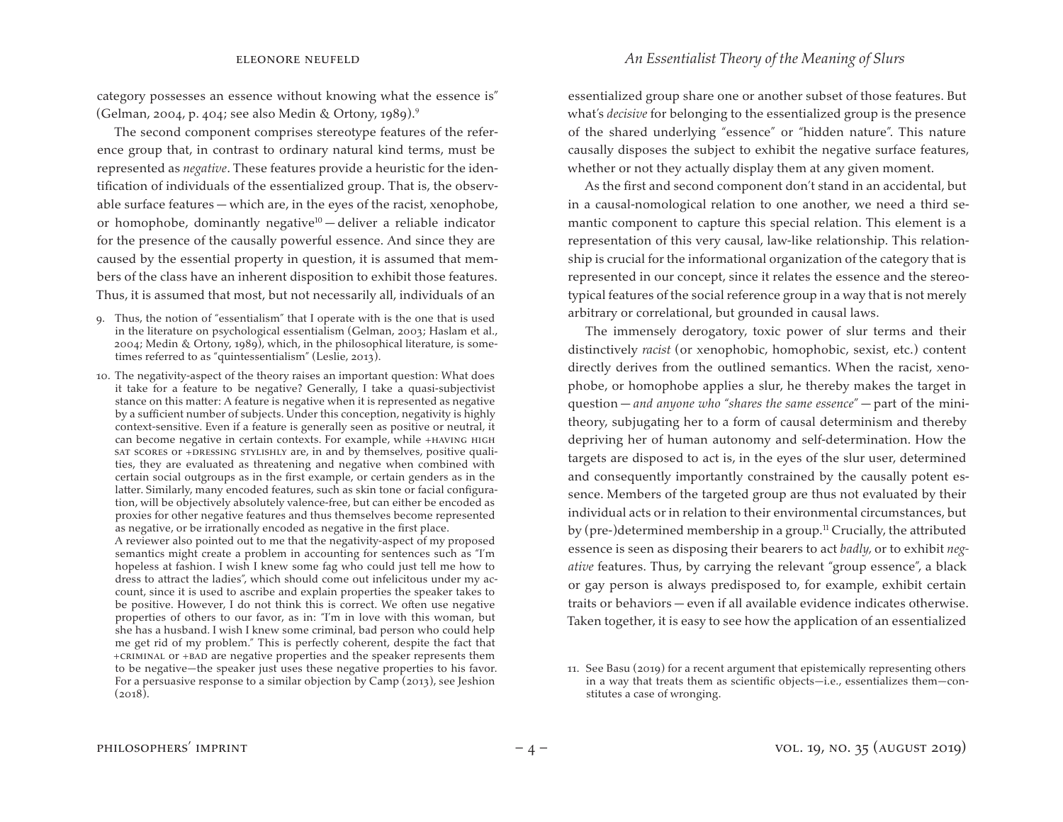category possesses an essence without knowing what the essence is" (Gelman, 2004, p. 404; see also Medin & Ortony, 1989).[9]

The second component comprises stereotype features of the reference group that, in contrast to ordinary natural kind terms, must be represented as *negative*. These features provide a heuristic for the identification of individuals of the essentialized group. That is, the observable surface features — which are, in the eyes of the racist, xenophobe, or homophobe, dominantly negative[10] — deliver a reliable indicator for the presence of the causally powerful essence. And since they are caused by the essential property in question, it is assumed that members of the class have an inherent disposition to exhibit those features. Thus, it is assumed that most, but not necessarily all, individuals of an essentialized group share one or another subset of those features. But what's *decisive* for belonging to the essentialized group is the presence of the shared underlying "essence" or "hidden nature". This nature causally disposes the subject to exhibit the negative surface features, whether or not they actually display them at any given moment.

As the first and second component don't stand in an accidental, but in a causal-nomological relation to one another, we need a third semantic component to capture this special relation. This element is a representation of this very causal, law-like relationship. This relationship is crucial for the informational organization of the category that is represented in our concept, since it relates the essence and the stereotypical features of the social reference group in a way that is not merely arbitrary or correlational, but grounded in causal laws.

The immensely derogatory, toxic power of slur terms and their distinctively *racist* (or xenophobic, homophobic, sexist, etc.) content directly derives from the outlined semantics. When the racist, xenophobe, or homophobe applies a slur, he thereby makes the target in question — *and anyone who "shares the same essence"* — part of the mini-theory, subjugating her to a form of causal determinism and thereby depriving her of human autonomy and self-determination. How the targets are disposed to act is, in the eyes of the slur user, determined and consequently importantly constrained by the causally potent essence. Members of the targeted group are thus not evaluated by their individual acts or in relation to their environmental circumstances, but by (pre-)determined membership in a group.[11] Crucially, the attributed essence is seen as disposing their bearers to act *badly*, or to exhibit *negative* features. Thus, by carrying the relevant "group essence", a black or gay person is always predisposed to, for example, exhibit certain traits or behaviors — even if all available evidence indicates otherwise. Taken together, it is easy to see how the application of an essentialized

9. Thus, the notion of "essentialism" that I operate with is the one that is used in the literature on psychological essentialism (Gelman, 2003; Haslam et al., 2004; Medin & Ortony, 1989), which, in the philosophical literature, is sometimes referred to as "quintessentialism" (Leslie, 2013).

10. The negativity-aspect of the theory raises an important question: What does it take for a feature to be negative? Generally, I take a quasi-subjectivist stance on this matter: A feature is negative when it is represented as negative by a sufficient number of subjects. Under this conception, negativity is highly context-sensitive. Even if a feature is generally seen as positive or neutral, it can become negative in certain contexts. For example, while +HAVING HIGH SAT SCORES or +DRESSING STYLISHLY are, in and by themselves, positive qualities, they are evaluated as threatening and negative when combined with certain social outgroups as in the first example, or certain genders as in the latter. Similarly, many encoded features, such as skin tone or facial configuration, will be objectively absolutely valence-free, but can either be encoded as proxies for other negative features and thus themselves become represented as negative, or be irrationally encoded as negative in the first place.
A reviewer also pointed out to me that the negativity-aspect of my proposed semantics might create a problem in accounting for sentences such as "I'm hopeless at fashion. I wish I knew some fag who could just tell me how to dress to attract the ladies", which should come out infelicitous under my account, since it is used to ascribe and explain properties the speaker takes to be positive. However, I do not think this is correct. We often use negative properties of others to our favor, as in: "I'm in love with this woman, but she has a husband. I wish I knew some criminal, bad person who could help me get rid of my problem." This is perfectly coherent, despite the fact that +CRIMINAL or +BAD are negative properties and the speaker represents them to be negative—the speaker just uses these negative properties to his favor. For a persuasive response to a similar objection by Camp (2013), see Jeshion (2018).

11. See Basu (2019) for a recent argument that epistemically representing others in a way that treats them as scientific objects—i.e., essentializes them—constitutes a case of wronging.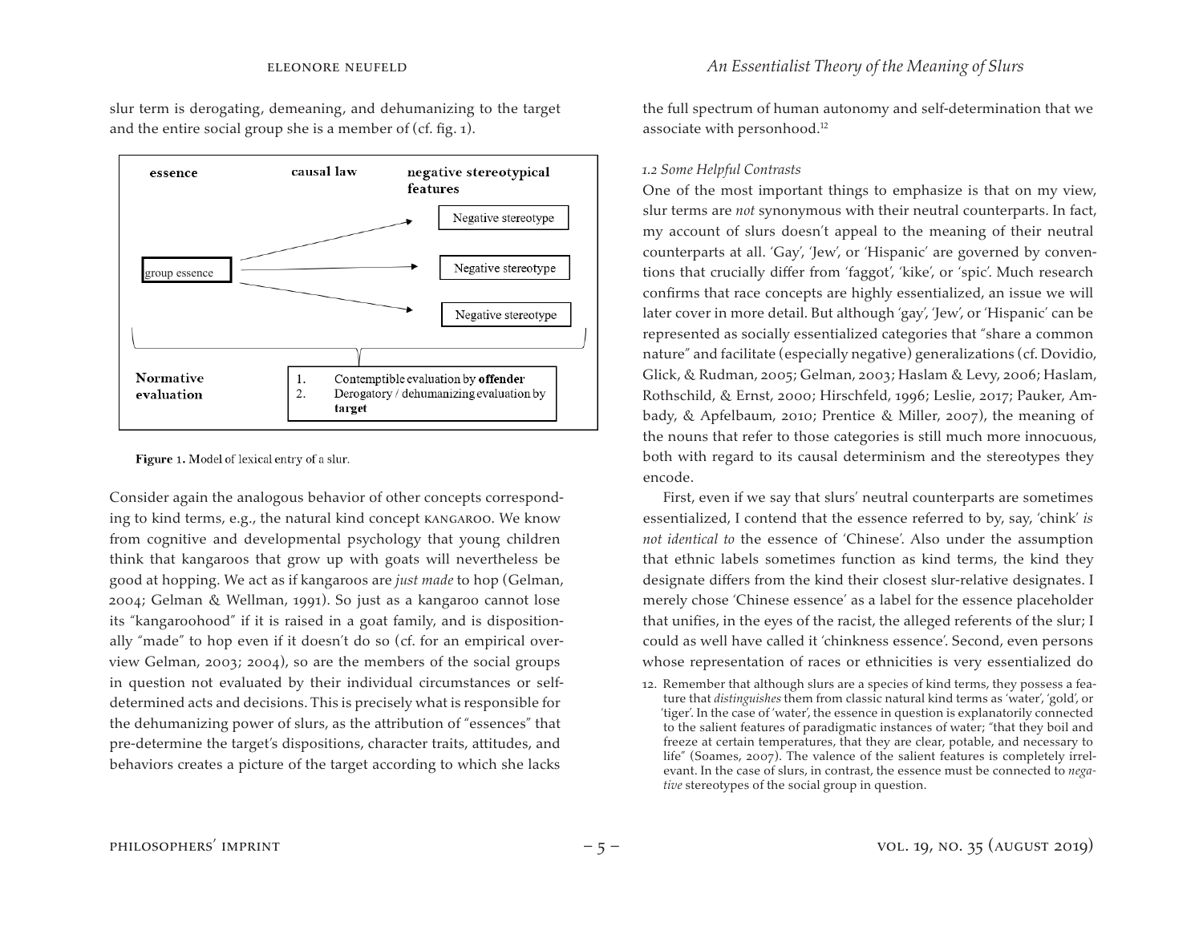slur term is derogating, demeaning, and dehumanizing to the target and the entire social group she is a member of (cf. fig. 1).

**essence** | **causal law** | **negative stereotypical features**

group essence → Negative stereotype
group essence → Negative stereotype
group essence → Negative stereotype

**Normative evaluation**
1. Contemptible evaluation by **offender**
2. Derogatory / dehumanizing evaluation by **target**

**Figure 1.** Model of lexical entry of a slur.

Consider again the analogous behavior of other concepts corresponding to kind terms, e.g., the natural kind concept KANGAROO. We know from cognitive and developmental psychology that young children think that kangaroos that grow up with goats will nevertheless be good at hopping. We act as if kangaroos are *just made* to hop (Gelman, 2004; Gelman & Wellman, 1991). So just as a kangaroo cannot lose its "kangaroohood" if it is raised in a goat family, and is dispositionally "made" to hop even if it doesn't do so (cf. for an empirical overview Gelman, 2003; 2004), so are the members of the social groups in question not evaluated by their individual circumstances or self-determined acts and decisions. This is precisely what is responsible for the dehumanizing power of slurs, as the attribution of "essences" that pre-determine the target's dispositions, character traits, attitudes, and behaviors creates a picture of the target according to which she lacks the full spectrum of human autonomy and self-determination that we associate with personhood.[12]

### *1.2 Some Helpful Contrasts*

One of the most important things to emphasize is that on my view, slur terms are *not* synonymous with their neutral counterparts. In fact, my account of slurs doesn't appeal to the meaning of their neutral counterparts at all. 'Gay', 'Jew', or 'Hispanic' are governed by conventions that crucially differ from 'faggot', 'kike', or 'spic'. Much research confirms that race concepts are highly essentialized, an issue we will later cover in more detail. But although 'gay', 'Jew', or 'Hispanic' can be represented as socially essentialized categories that "share a common nature" and facilitate (especially negative) generalizations (cf. Dovidio, Glick, & Rudman, 2005; Gelman, 2003; Haslam & Levy, 2006; Haslam, Rothschild, & Ernst, 2000; Hirschfeld, 1996; Leslie, 2017; Pauker, Ambady, & Apfelbaum, 2010; Prentice & Miller, 2007), the meaning of the nouns that refer to those categories is still much more innocuous, both with regard to its causal determinism and the stereotypes they encode.

First, even if we say that slurs' neutral counterparts are sometimes essentialized, I contend that the essence referred to by, say, 'chink' *is not identical to* the essence of 'Chinese'. Also under the assumption that ethnic labels sometimes function as kind terms, the kind they designate differs from the kind their closest slur-relative designates. I merely chose 'Chinese essence' as a label for the essence placeholder that unifies, in the eyes of the racist, the alleged referents of the slur; I could as well have called it 'chinkness essence'. Second, even persons whose representation of races or ethnicities is very essentialized do

12. Remember that although slurs are a species of kind terms, they possess a feature that *distinguishes* them from classic natural kind terms as 'water', 'gold', or 'tiger'. In the case of 'water', the essence in question is explanatorily connected to the salient features of paradigmatic instances of water; "that they boil and freeze at certain temperatures, that they are clear, potable, and necessary to life" (Soames, 2007). The valence of the salient features is completely irrelevant. In the case of slurs, in contrast, the essence must be connected to *negative* stereotypes of the social group in question.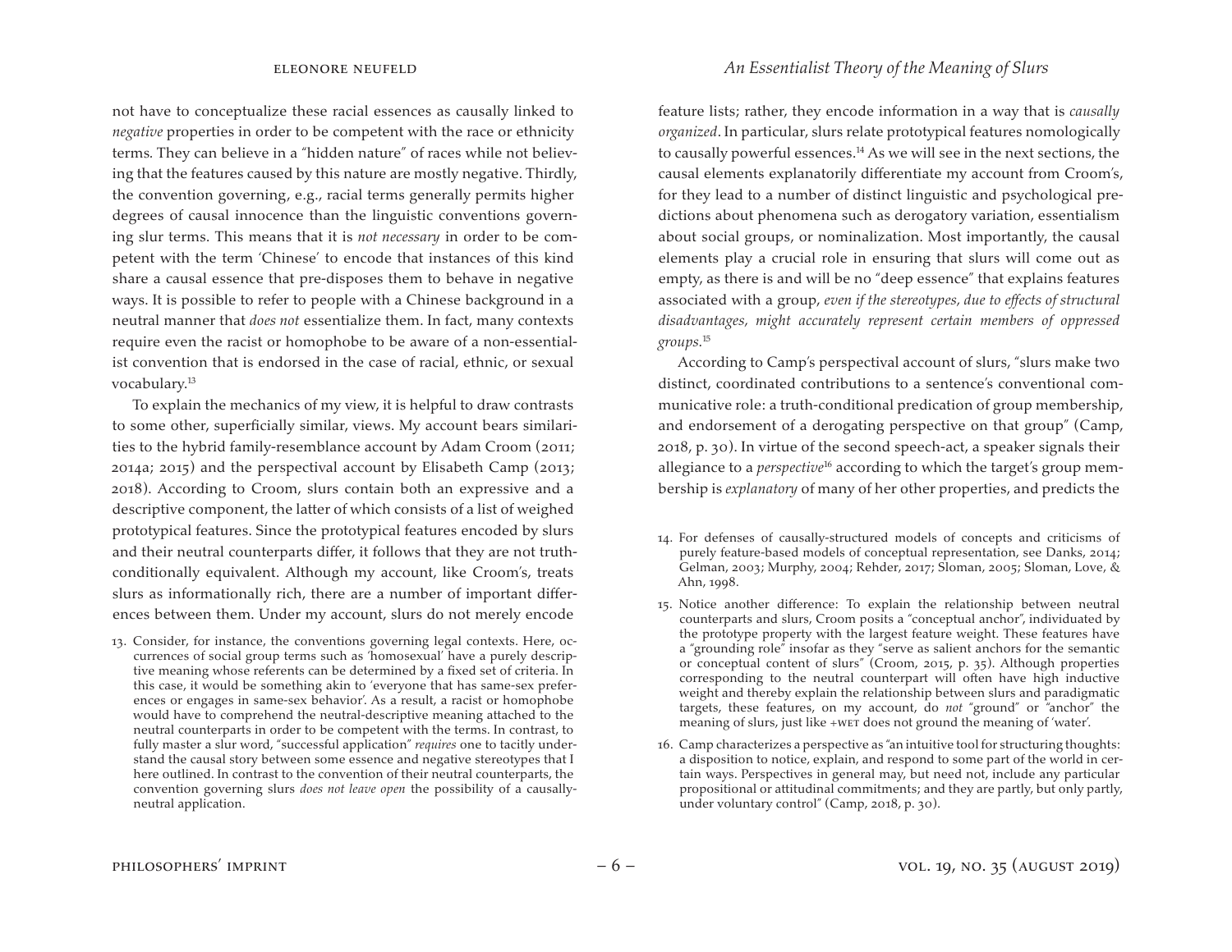not have to conceptualize these racial essences as causally linked to *negative* properties in order to be competent with the race or ethnicity terms. They can believe in a "hidden nature" of races while not believing that the features caused by this nature are mostly negative. Thirdly, the convention governing, e.g., racial terms generally permits higher degrees of causal innocence than the linguistic conventions governing slur terms. This means that it is *not necessary* in order to be competent with the term 'Chinese' to encode that instances of this kind share a causal essence that pre-disposes them to behave in negative ways. It is possible to refer to people with a Chinese background in a neutral manner that *does not* essentialize them. In fact, many contexts require even the racist or homophobe to be aware of a non-essentialist convention that is endorsed in the case of racial, ethnic, or sexual vocabulary.[13]

To explain the mechanics of my view, it is helpful to draw contrasts to some other, superficially similar, views. My account bears similarities to the hybrid family-resemblance account by Adam Croom (2011; 2014a; 2015) and the perspectival account by Elisabeth Camp (2013; 2018). According to Croom, slurs contain both an expressive and a descriptive component, the latter of which consists of a list of weighed prototypical features. Since the prototypical features encoded by slurs and their neutral counterparts differ, it follows that they are not truth-conditionally equivalent. Although my account, like Croom's, treats slurs as informationally rich, there are a number of important differences between them. Under my account, slurs do not merely encode feature lists; rather, they encode information in a way that is *causally organized*. In particular, slurs relate prototypical features nomologically to causally powerful essences.[14] As we will see in the next sections, the causal elements explanatorily differentiate my account from Croom's, for they lead to a number of distinct linguistic and psychological predictions about phenomena such as derogatory variation, essentialism about social groups, or nominalization. Most importantly, the causal elements play a crucial role in ensuring that slurs will come out as empty, as there is and will be no "deep essence" that explains features associated with a group, *even if the stereotypes, due to effects of structural disadvantages, might accurately represent certain members of oppressed groups.*[15]

According to Camp's perspectival account of slurs, "slurs make two distinct, coordinated contributions to a sentence's conventional communicative role: a truth-conditional predication of group membership, and endorsement of a derogating perspective on that group" (Camp, 2018, p. 30). In virtue of the second speech-act, a speaker signals their allegiance to a *perspective*[16] according to which the target's group membership is *explanatory* of many of her other properties, and predicts the

13. Consider, for instance, the conventions governing legal contexts. Here, occurrences of social group terms such as 'homosexual' have a purely descriptive meaning whose referents can be determined by a fixed set of criteria. In this case, it would be something akin to 'everyone that has same-sex preferences or engages in same-sex behavior'. As a result, a racist or homophobe would have to comprehend the neutral-descriptive meaning attached to the neutral counterparts in order to be competent with the terms. In contrast, to fully master a slur word, "successful application" *requires* one to tacitly understand the causal story between some essence and negative stereotypes that I here outlined. In contrast to the convention of their neutral counterparts, the convention governing slurs *does not leave open* the possibility of a causally-neutral application.

14. For defenses of causally-structured models of concepts and criticisms of purely feature-based models of conceptual representation, see Danks, 2014; Gelman, 2003; Murphy, 2004; Rehder, 2017; Sloman, 2005; Sloman, Love, & Ahn, 1998.

15. Notice another difference: To explain the relationship between neutral counterparts and slurs, Croom posits a "conceptual anchor", individuated by the prototype property with the largest feature weight. These features have a "grounding role" insofar as they "serve as salient anchors for the semantic or conceptual content of slurs" (Croom, 2015, p. 35). Although properties corresponding to the neutral counterpart will often have high inductive weight and thereby explain the relationship between slurs and paradigmatic targets, these features, on my account, do *not* "ground" or "anchor" the meaning of slurs, just like +WET does not ground the meaning of 'water'.

16. Camp characterizes a perspective as "an intuitive tool for structuring thoughts: a disposition to notice, explain, and respond to some part of the world in certain ways. Perspectives in general may, but need not, include any particular propositional or attitudinal commitments; and they are partly, but only partly, under voluntary control" (Camp, 2018, p. 30).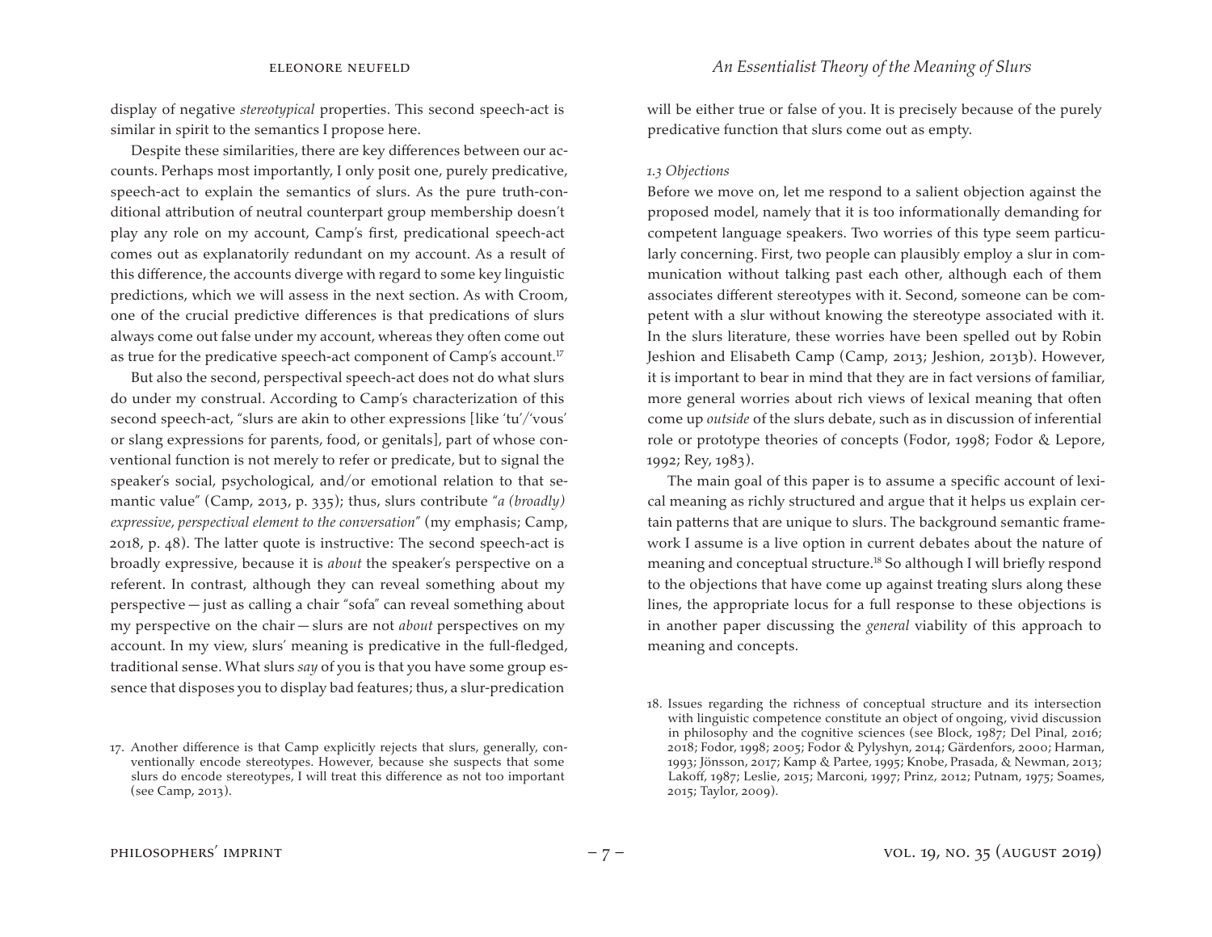display of negative *stereotypical* properties. This second speech-act is similar in spirit to the semantics I propose here.

Despite these similarities, there are key differences between our accounts. Perhaps most importantly, I only posit one, purely predicative, speech-act to explain the semantics of slurs. As the pure truth-conditional attribution of neutral counterpart group membership doesn't play any role on my account, Camp's first, predicational speech-act comes out as explanatorily redundant on my account. As a result of this difference, the accounts diverge with regard to some key linguistic predictions, which we will assess in the next section. As with Croom, one of the crucial predictive differences is that predications of slurs always come out false under my account, whereas they often come out as true for the predicative speech-act component of Camp's account.[17]

But also the second, perspectival speech-act does not do what slurs do under my construal. According to Camp's characterization of this second speech-act, "slurs are akin to other expressions [like 'tu'/'vous' or slang expressions for parents, food, or genitals], part of whose conventional function is not merely to refer or predicate, but to signal the speaker's social, psychological, and/or emotional relation to that semantic value" (Camp, 2013, p. 335); thus, slurs contribute "*a (broadly) expressive, perspectival element to the conversation*" (my emphasis; Camp, 2018, p. 48). The latter quote is instructive: The second speech-act is broadly expressive, because it is *about* the speaker's perspective on a referent. In contrast, although they can reveal something about my perspective — just as calling a chair "sofa" can reveal something about my perspective on the chair — slurs are not *about* perspectives on my account. In my view, slurs' meaning is predicative in the full-fledged, traditional sense. What slurs *say* of you is that you have some group essence that disposes you to display bad features; thus, a slur-predication will be either true or false of you. It is precisely because of the purely predicative function that slurs come out as empty.

*1.3 Objections*

Before we move on, let me respond to a salient objection against the proposed model, namely that it is too informationally demanding for competent language speakers. Two worries of this type seem particularly concerning. First, two people can plausibly employ a slur in communication without talking past each other, although each of them associates different stereotypes with it. Second, someone can be competent with a slur without knowing the stereotype associated with it. In the slurs literature, these worries have been spelled out by Robin Jeshion and Elisabeth Camp (Camp, 2013; Jeshion, 2013b). However, it is important to bear in mind that they are in fact versions of familiar, more general worries about rich views of lexical meaning that often come up *outside* of the slurs debate, such as in discussion of inferential role or prototype theories of concepts (Fodor, 1998; Fodor & Lepore, 1992; Rey, 1983).

The main goal of this paper is to assume a specific account of lexical meaning as richly structured and argue that it helps us explain certain patterns that are unique to slurs. The background semantic framework I assume is a live option in current debates about the nature of meaning and conceptual structure.[18] So although I will briefly respond to the objections that have come up against treating slurs along these lines, the appropriate locus for a full response to these objections is in another paper discussing the *general* viability of this approach to meaning and concepts.

17. Another difference is that Camp explicitly rejects that slurs, generally, conventionally encode stereotypes. However, because she suspects that some slurs do encode stereotypes, I will treat this difference as not too important (see Camp, 2013).

18. Issues regarding the richness of conceptual structure and its intersection with linguistic competence constitute an object of ongoing, vivid discussion in philosophy and the cognitive sciences (see Block, 1987; Del Pinal, 2016; 2018; Fodor, 1998; 2005; Fodor & Pylyshyn, 2014; Gärdenfors, 2000; Harman, 1993; Jönsson, 2017; Kamp & Partee, 1995; Knobe, Prasada, & Newman, 2013; Lakoff, 1987; Leslie, 2015; Marconi, 1997; Prinz, 2012; Putnam, 1975; Soames, 2015; Taylor, 2009).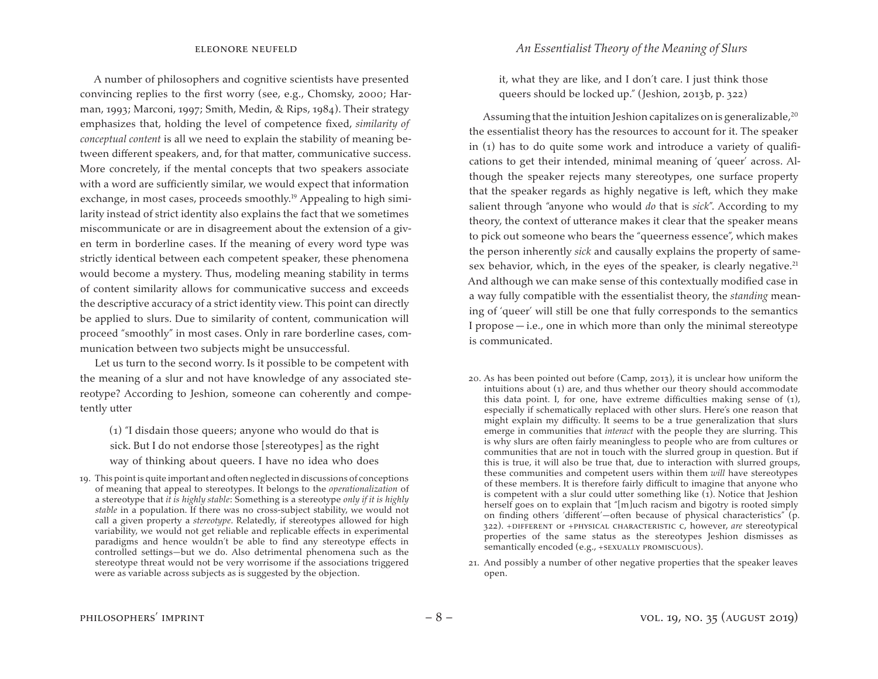A number of philosophers and cognitive scientists have presented convincing replies to the first worry (see, e.g., Chomsky, 2000; Harman, 1993; Marconi, 1997; Smith, Medin, & Rips, 1984). Their strategy emphasizes that, holding the level of competence fixed, *similarity of conceptual content* is all we need to explain the stability of meaning between different speakers, and, for that matter, communicative success. More concretely, if the mental concepts that two speakers associate with a word are sufficiently similar, we would expect that information exchange, in most cases, proceeds smoothly.[19] Appealing to high similarity instead of strict identity also explains the fact that we sometimes miscommunicate or are in disagreement about the extension of a given term in borderline cases. If the meaning of every word type was strictly identical between each competent speaker, these phenomena would become a mystery. Thus, modeling meaning stability in terms of content similarity allows for communicative success and exceeds the descriptive accuracy of a strict identity view. This point can directly be applied to slurs. Due to similarity of content, communication will proceed "smoothly" in most cases. Only in rare borderline cases, communication between two subjects might be unsuccessful.

Let us turn to the second worry. Is it possible to be competent with the meaning of a slur and not have knowledge of any associated stereotype? According to Jeshion, someone can coherently and competently utter

> (1) "I disdain those queers; anyone who would do that is sick. But I do not endorse those [stereotypes] as the right way of thinking about queers. I have no idea who does it, what they are like, and I don't care. I just think those queers should be locked up." (Jeshion, 2013b, p. 322)

Assuming that the intuition Jeshion capitalizes on is generalizable,[20] the essentialist theory has the resources to account for it. The speaker in (1) has to do quite some work and introduce a variety of qualifications to get their intended, minimal meaning of 'queer' across. Although the speaker rejects many stereotypes, one surface property that the speaker regards as highly negative is left, which they make salient through "anyone who would *do* that is *sick*". According to my theory, the context of utterance makes it clear that the speaker means to pick out someone who bears the "queerness essence", which makes the person inherently *sick* and causally explains the property of same-sex behavior, which, in the eyes of the speaker, is clearly negative.[21] And although we can make sense of this contextually modified case in a way fully compatible with the essentialist theory, the *standing* meaning of 'queer' will still be one that fully corresponds to the semantics I propose — i.e., one in which more than only the minimal stereotype is communicated.

19. This point is quite important and often neglected in discussions of conceptions of meaning that appeal to stereotypes. It belongs to the *operationalization* of a stereotype that *it is highly stable*: Something is a stereotype *only if it is highly stable* in a population. If there was no cross-subject stability, we would not call a given property a *stereotype*. Relatedly, if stereotypes allowed for high variability, we would not get reliable and replicable effects in experimental paradigms and hence wouldn't be able to find any stereotype effects in controlled settings—but we do. Also detrimental phenomena such as the stereotype threat would not be very worrisome if the associations triggered were as variable across subjects as is suggested by the objection.

20. As has been pointed out before (Camp, 2013), it is unclear how uniform the intuitions about (1) are, and thus whether our theory should accommodate this data point. I, for one, have extreme difficulties making sense of (1), especially if schematically replaced with other slurs. Here's one reason that might explain my difficulty. It seems to be a true generalization that slurs emerge in communities that *interact* with the people they are slurring. This is why slurs are often fairly meaningless to people who are from cultures or communities that are not in touch with the slurred group in question. But if this is true, it will also be true that, due to interaction with slurred groups, these communities and competent users within them *will* have stereotypes of these members. It is therefore fairly difficult to imagine that anyone who is competent with a slur could utter something like (1). Notice that Jeshion herself goes on to explain that "[m]uch racism and bigotry is rooted simply on finding others 'different'—often because of physical characteristics" (p. 322). +DIFFERENT or +PHYSICAL CHARACTERISTIC C, however, *are* stereotypical properties of the same status as the stereotypes Jeshion dismisses as semantically encoded (e.g., +SEXUALLY PROMISCUOUS).

21. And possibly a number of other negative properties that the speaker leaves open.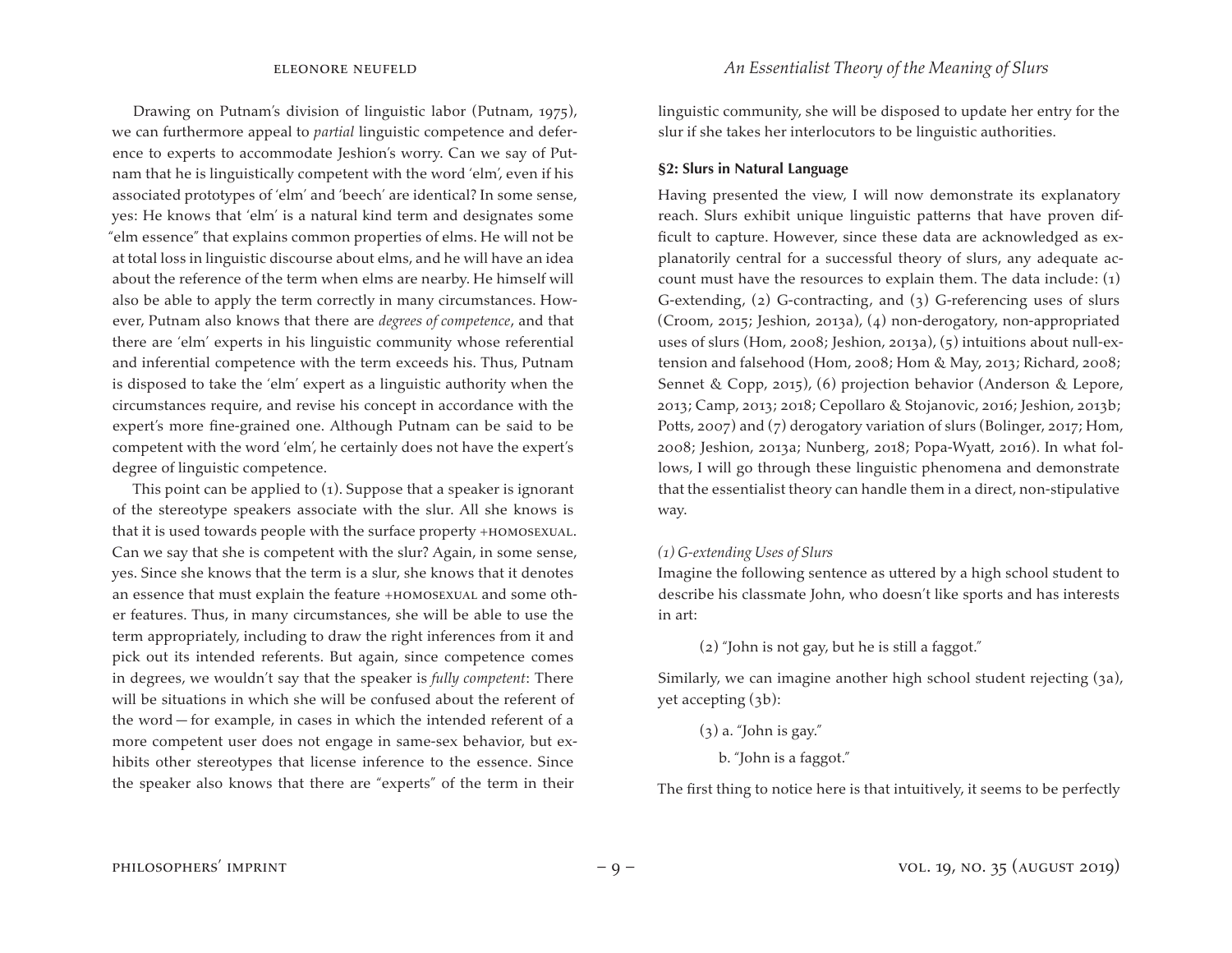Drawing on Putnam's division of linguistic labor (Putnam, 1975), we can furthermore appeal to *partial* linguistic competence and deference to experts to accommodate Jeshion's worry. Can we say of Putnam that he is linguistically competent with the word 'elm', even if his associated prototypes of 'elm' and 'beech' are identical? In some sense, yes: He knows that 'elm' is a natural kind term and designates some "elm essence" that explains common properties of elms. He will not be at total loss in linguistic discourse about elms, and he will have an idea about the reference of the term when elms are nearby. He himself will also be able to apply the term correctly in many circumstances. However, Putnam also knows that there are *degrees of competence*, and that there are 'elm' experts in his linguistic community whose referential and inferential competence with the term exceeds his. Thus, Putnam is disposed to take the 'elm' expert as a linguistic authority when the circumstances require, and revise his concept in accordance with the expert's more fine-grained one. Although Putnam can be said to be competent with the word 'elm', he certainly does not have the expert's degree of linguistic competence.

This point can be applied to (1). Suppose that a speaker is ignorant of the stereotype speakers associate with the slur. All she knows is that it is used towards people with the surface property +HOMOSEXUAL. Can we say that she is competent with the slur? Again, in some sense, yes. Since she knows that the term is a slur, she knows that it denotes an essence that must explain the feature +HOMOSEXUAL and some other features. Thus, in many circumstances, she will be able to use the term appropriately, including to draw the right inferences from it and pick out its intended referents. But again, since competence comes in degrees, we wouldn't say that the speaker is *fully competent*: There will be situations in which she will be confused about the referent of the word — for example, in cases in which the intended referent of a more competent user does not engage in same-sex behavior, but exhibits other stereotypes that license inference to the essence. Since the speaker also knows that there are "experts" of the term in their linguistic community, she will be disposed to update her entry for the slur if she takes her interlocutors to be linguistic authorities.

## §2: Slurs in Natural Language

Having presented the view, I will now demonstrate its explanatory reach. Slurs exhibit unique linguistic patterns that have proven difficult to capture. However, since these data are acknowledged as explanatorily central for a successful theory of slurs, any adequate account must have the resources to explain them. The data include: (1) G-extending, (2) G-contracting, and (3) G-referencing uses of slurs (Croom, 2015; Jeshion, 2013a), (4) non-derogatory, non-appropriated uses of slurs (Hom, 2008; Jeshion, 2013a), (5) intuitions about null-extension and falsehood (Hom, 2008; Hom & May, 2013; Richard, 2008; Sennet & Copp, 2015), (6) projection behavior (Anderson & Lepore, 2013; Camp, 2013; 2018; Cepollaro & Stojanovic, 2016; Jeshion, 2013b; Potts, 2007) and (7) derogatory variation of slurs (Bolinger, 2017; Hom, 2008; Jeshion, 2013a; Nunberg, 2018; Popa-Wyatt, 2016). In what follows, I will go through these linguistic phenomena and demonstrate that the essentialist theory can handle them in a direct, non-stipulative way.

*(1) G-extending Uses of Slurs*

Imagine the following sentence as uttered by a high school student to describe his classmate John, who doesn't like sports and has interests in art:

(2) "John is not gay, but he is still a faggot."

Similarly, we can imagine another high school student rejecting (3a), yet accepting (3b):

(3) a. "John is gay."

b. "John is a faggot."

The first thing to notice here is that intuitively, it seems to be perfectly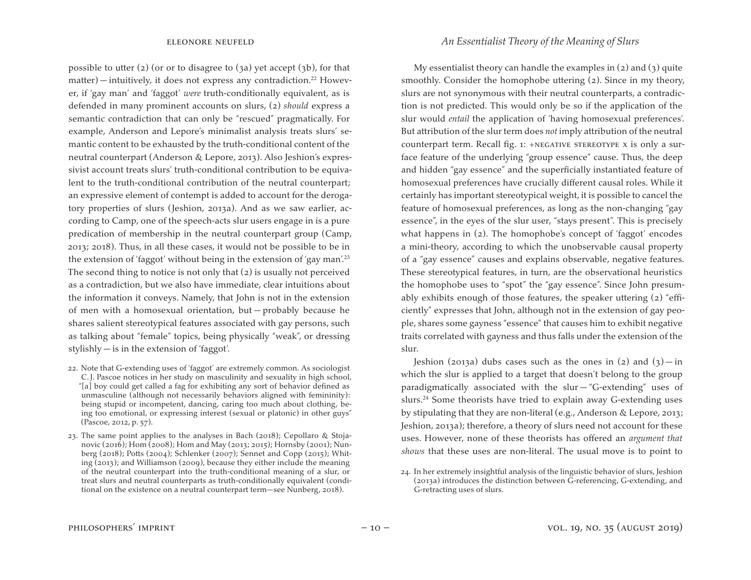possible to utter (2) (or or to disagree to (3a) yet accept (3b), for that matter) — intuitively, it does not express any contradiction.[22] However, if 'gay man' and 'faggot' *were* truth-conditionally equivalent, as is defended in many prominent accounts on slurs, (2) *should* express a semantic contradiction that can only be "rescued" pragmatically. For example, Anderson and Lepore's minimalist analysis treats slurs' semantic content to be exhausted by the truth-conditional content of the neutral counterpart (Anderson & Lepore, 2013). Also Jeshion's expressivist account treats slurs' truth-conditional contribution to be equivalent to the truth-conditional contribution of the neutral counterpart; an expressive element of contempt is added to account for the derogatory properties of slurs (Jeshion, 2013a). And as we saw earlier, according to Camp, one of the speech-acts slur users engage in is a pure predication of membership in the neutral counterpart group (Camp, 2013; 2018). Thus, in all these cases, it would not be possible to be in the extension of 'faggot' without being in the extension of 'gay man'.[23] The second thing to notice is not only that (2) is usually not perceived as a contradiction, but we also have immediate, clear intuitions about the information it conveys. Namely, that John is not in the extension of men with a homosexual orientation, but — probably because he shares salient stereotypical features associated with gay persons, such as talking about "female" topics, being physically "weak", or dressing stylishly — is in the extension of 'faggot'.

22. Note that G-extending uses of 'faggot' are extremely common. As sociologist C. J. Pascoe notices in her study on masculinity and sexuality in high school, "[a] boy could get called a fag for exhibiting any sort of behavior defined as unmasculine (although not necessarily behaviors aligned with femininity): being stupid or incompetent, dancing, caring too much about clothing, being too emotional, or expressing interest (sexual or platonic) in other guys" (Pascoe, 2012, p. 57).

23. The same point applies to the analyses in Bach (2018); Cepollaro & Stojanovic (2016); Hom (2008); Hom and May (2013; 2015); Hornsby (2001); Nunberg (2018); Potts (2004); Schlenker (2007); Sennet and Copp (2015); Whiting (2013); and Williamson (2009), because they either include the meaning of the neutral counterpart into the truth-conditional meaning of a slur, or treat slurs and neutral counterparts as truth-conditionally equivalent (conditional on the existence on a neutral counterpart term—see Nunberg, 2018).

My essentialist theory can handle the examples in (2) and (3) quite smoothly. Consider the homophobe uttering (2). Since in my theory, slurs are not synonymous with their neutral counterparts, a contradiction is not predicted. This would only be so if the application of the slur would *entail* the application of 'having homosexual preferences'. But attribution of the slur term does *not* imply attribution of the neutral counterpart term. Recall fig. 1: +NEGATIVE STEREOTYPE X is only a surface feature of the underlying "group essence" cause. Thus, the deep and hidden "gay essence" and the superficially instantiated feature of homosexual preferences have crucially different causal roles. While it certainly has important stereotypical weight, it is possible to cancel the feature of homosexual preferences, as long as the non-changing "gay essence", in the eyes of the slur user, "stays present". This is precisely what happens in (2). The homophobe's concept of 'faggot' encodes a mini-theory, according to which the unobservable causal property of a "gay essence" causes and explains observable, negative features. These stereotypical features, in turn, are the observational heuristics the homophobe uses to "spot" the "gay essence". Since John presumably exhibits enough of those features, the speaker uttering (2) "efficiently" expresses that John, although not in the extension of gay people, shares some gayness "essence" that causes him to exhibit negative traits correlated with gayness and thus falls under the extension of the slur.

Jeshion (2013a) dubs cases such as the ones in (2) and (3) — in which the slur is applied to a target that doesn't belong to the group paradigmatically associated with the slur — "G-extending" uses of slurs.[24] Some theorists have tried to explain away G-extending uses by stipulating that they are non-literal (e.g., Anderson & Lepore, 2013; Jeshion, 2013a); therefore, a theory of slurs need not account for these uses. However, none of these theorists has offered an *argument that shows* that these uses are non-literal. The usual move is to point to

24. In her extremely insightful analysis of the linguistic behavior of slurs, Jeshion (2013a) introduces the distinction between G-referencing, G-extending, and G-retracting uses of slurs.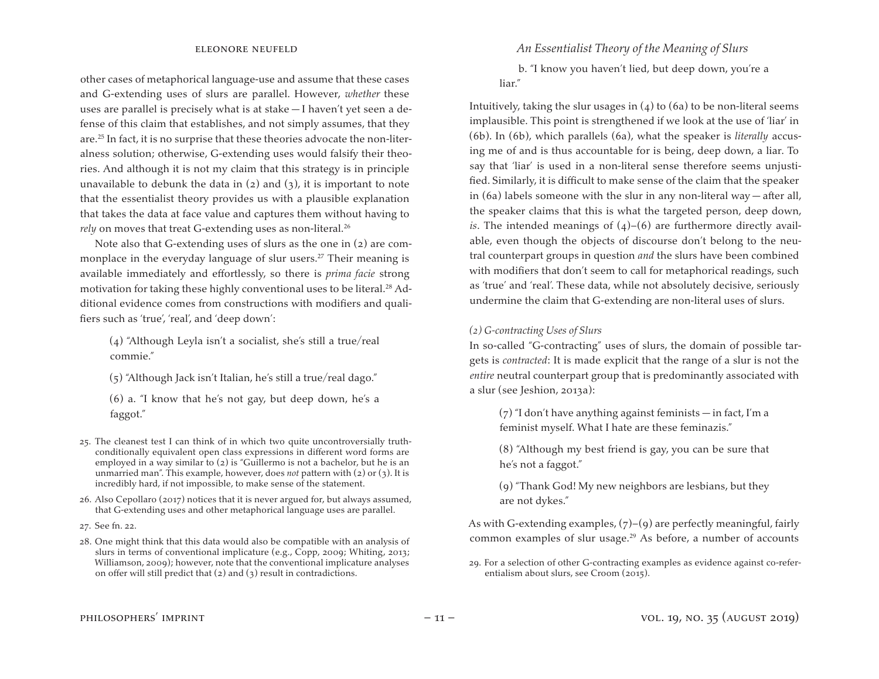other cases of metaphorical language-use and assume that these cases and G-extending uses of slurs are parallel. However, *whether* these uses are parallel is precisely what is at stake — I haven't yet seen a defense of this claim that establishes, and not simply assumes, that they are.[25] In fact, it is no surprise that these theories advocate the non-literalness solution; otherwise, G-extending uses would falsify their theories. And although it is not my claim that this strategy is in principle unavailable to debunk the data in (2) and (3), it is important to note that the essentialist theory provides us with a plausible explanation that takes the data at face value and captures them without having to *rely* on moves that treat G-extending uses as non-literal.[26]

Note also that G-extending uses of slurs as the one in (2) are commonplace in the everyday language of slur users.[27] Their meaning is available immediately and effortlessly, so there is *prima facie* strong motivation for taking these highly conventional uses to be literal.[28] Additional evidence comes from constructions with modifiers and qualifiers such as 'true', 'real', and 'deep down':

> (4) "Although Leyla isn't a socialist, she's still a true/real commie."
>
> (5) "Although Jack isn't Italian, he's still a true/real dago."
>
> (6) a. "I know that he's not gay, but deep down, he's a faggot."
>
> b. "I know you haven't lied, but deep down, you're a liar."

Intuitively, taking the slur usages in (4) to (6a) to be non-literal seems implausible. This point is strengthened if we look at the use of 'liar' in (6b). In (6b), which parallels (6a), what the speaker is *literally* accusing me of and is thus accountable for is being, deep down, a liar. To say that 'liar' is used in a non-literal sense therefore seems unjustified. Similarly, it is difficult to make sense of the claim that the speaker in (6a) labels someone with the slur in any non-literal way — after all, the speaker claims that this is what the targeted person, deep down, *is*. The intended meanings of (4)–(6) are furthermore directly available, even though the objects of discourse don't belong to the neutral counterpart groups in question *and* the slurs have been combined with modifiers that don't seem to call for metaphorical readings, such as 'true' and 'real'. These data, while not absolutely decisive, seriously undermine the claim that G-extending are non-literal uses of slurs.

*(2) G-contracting Uses of Slurs*

In so-called "G-contracting" uses of slurs, the domain of possible targets is *contracted*: It is made explicit that the range of a slur is not the *entire* neutral counterpart group that is predominantly associated with a slur (see Jeshion, 2013a):

> (7) "I don't have anything against feminists — in fact, I'm a feminist myself. What I hate are these feminazis."
>
> (8) "Although my best friend is gay, you can be sure that he's not a faggot."
>
> (9) "Thank God! My new neighbors are lesbians, but they are not dykes."

As with G-extending examples, (7)–(9) are perfectly meaningful, fairly common examples of slur usage.[29] As before, a number of accounts

25. The cleanest test I can think of in which two quite uncontroversially truth-conditionally equivalent open class expressions in different word forms are employed in a way similar to (2) is "Guillermo is not a bachelor, but he is an unmarried man". This example, however, does *not* pattern with (2) or (3). It is incredibly hard, if not impossible, to make sense of the statement.

26. Also Cepollaro (2017) notices that it is never argued for, but always assumed, that G-extending uses and other metaphorical language uses are parallel.

27. See fn. 22.

28. One might think that this data would also be compatible with an analysis of slurs in terms of conventional implicature (e.g., Copp, 2009; Whiting, 2013; Williamson, 2009); however, note that the conventional implicature analyses on offer will still predict that (2) and (3) result in contradictions.

29. For a selection of other G-contracting examples as evidence against co-referentialism about slurs, see Croom (2015).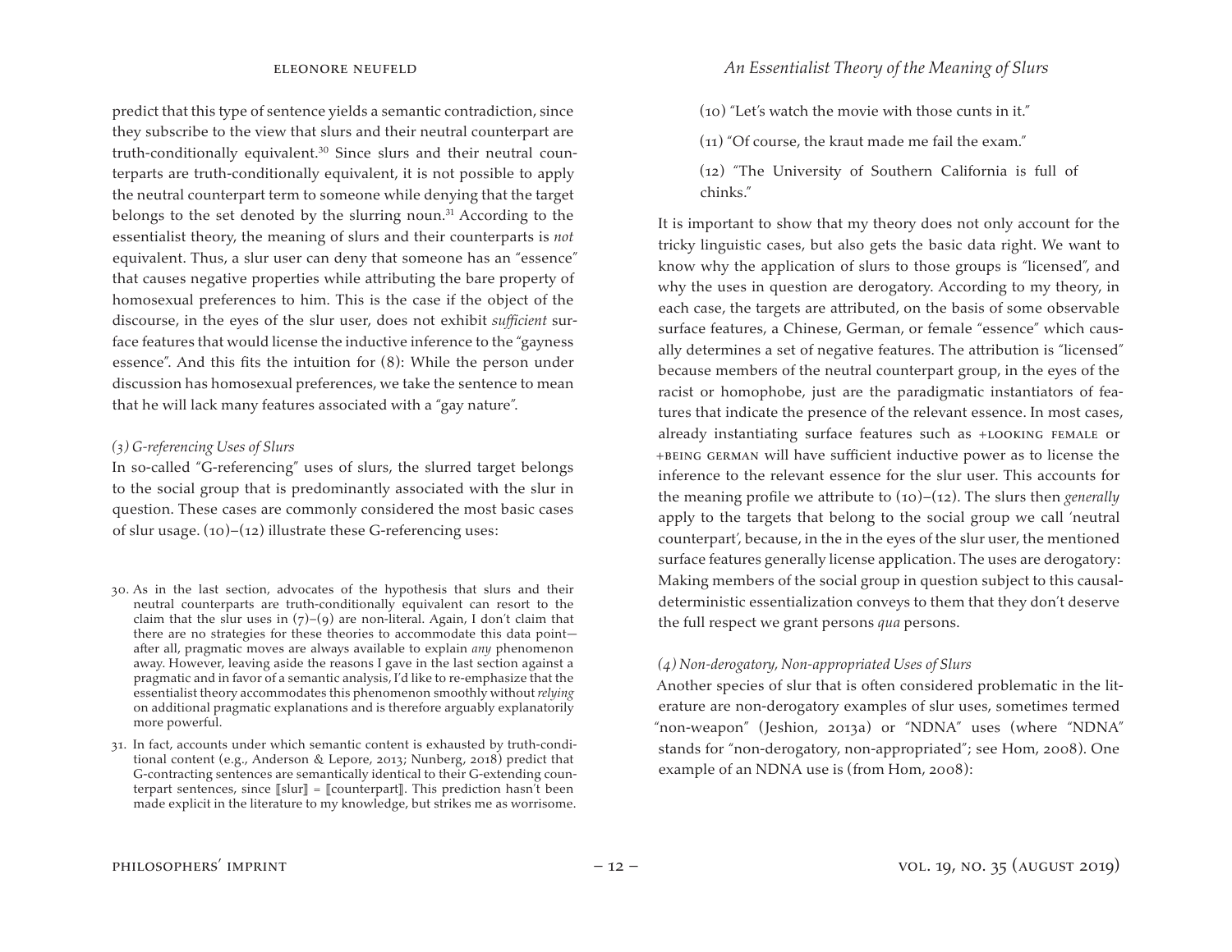predict that this type of sentence yields a semantic contradiction, since they subscribe to the view that slurs and their neutral counterpart are truth-conditionally equivalent.[30] Since slurs and their neutral counterparts are truth-conditionally equivalent, it is not possible to apply the neutral counterpart term to someone while denying that the target belongs to the set denoted by the slurring noun.[31] According to the essentialist theory, the meaning of slurs and their counterparts is *not* equivalent. Thus, a slur user can deny that someone has an "essence" that causes negative properties while attributing the bare property of homosexual preferences to him. This is the case if the object of the discourse, in the eyes of the slur user, does not exhibit *sufficient* surface features that would license the inductive inference to the "gayness essence". And this fits the intuition for (8): While the person under discussion has homosexual preferences, we take the sentence to mean that he will lack many features associated with a "gay nature".

*(3) G-referencing Uses of Slurs*

In so-called "G-referencing" uses of slurs, the slurred target belongs to the social group that is predominantly associated with the slur in question. These cases are commonly considered the most basic cases of slur usage. (10)–(12) illustrate these G-referencing uses:

(10) "Let's watch the movie with those cunts in it."

(11) "Of course, the kraut made me fail the exam."

(12) "The University of Southern California is full of chinks."

It is important to show that my theory does not only account for the tricky linguistic cases, but also gets the basic data right. We want to know why the application of slurs to those groups is "licensed", and why the uses in question are derogatory. According to my theory, in each case, the targets are attributed, on the basis of some observable surface features, a Chinese, German, or female "essence" which causally determines a set of negative features. The attribution is "licensed" because members of the neutral counterpart group, in the eyes of the racist or homophobe, just are the paradigmatic instantiators of features that indicate the presence of the relevant essence. In most cases, already instantiating surface features such as +LOOKING FEMALE or +BEING GERMAN will have sufficient inductive power as to license the inference to the relevant essence for the slur user. This accounts for the meaning profile we attribute to (10)–(12). The slurs then *generally* apply to the targets that belong to the social group we call 'neutral counterpart', because, in the in the eyes of the slur user, the mentioned surface features generally license application. The uses are derogatory: Making members of the social group in question subject to this causal-deterministic essentialization conveys to them that they don't deserve the full respect we grant persons *qua* persons.

*(4) Non-derogatory, Non-appropriated Uses of Slurs*

Another species of slur that is often considered problematic in the literature are non-derogatory examples of slur uses, sometimes termed "non-weapon" (Jeshion, 2013a) or "NDNA" uses (where "NDNA" stands for "non-derogatory, non-appropriated"; see Hom, 2008). One example of an NDNA use is (from Hom, 2008):

---

30. As in the last section, advocates of the hypothesis that slurs and their neutral counterparts are truth-conditionally equivalent can resort to the claim that the slur uses in (7)–(9) are non-literal. Again, I don't claim that there are no strategies for these theories to accommodate this data point—after all, pragmatic moves are always available to explain *any* phenomenon away. However, leaving aside the reasons I gave in the last section against a pragmatic and in favor of a semantic analysis, I'd like to re-emphasize that the essentialist theory accommodates this phenomenon smoothly without *relying* on additional pragmatic explanations and is therefore arguably explanatorily more powerful.

31. In fact, accounts under which semantic content is exhausted by truth-conditional content (e.g., Anderson & Lepore, 2013; Nunberg, 2018) predict that G-contracting sentences are semantically identical to their G-extending counterpart sentences, since ⟦slur⟧ = ⟦counterpart⟧. This prediction hasn't been made explicit in the literature to my knowledge, but strikes me as worrisome.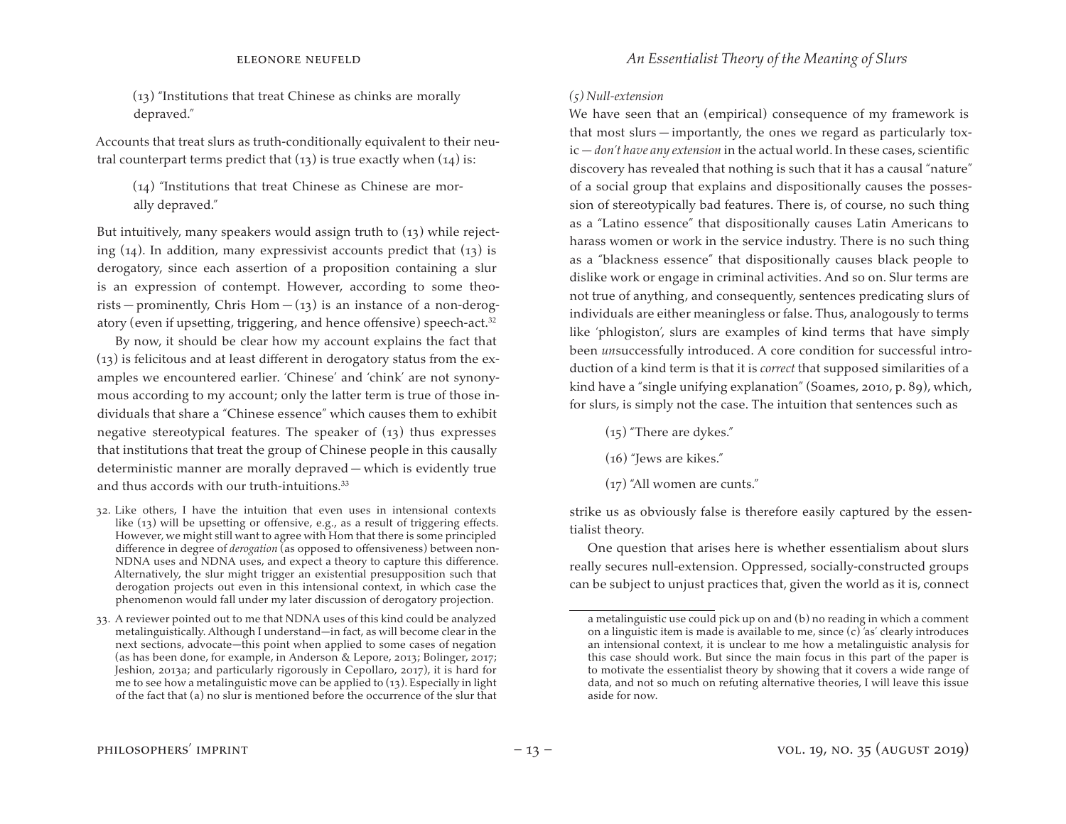(13) "Institutions that treat Chinese as chinks are morally depraved."

Accounts that treat slurs as truth-conditionally equivalent to their neutral counterpart terms predict that (13) is true exactly when (14) is:

(14) "Institutions that treat Chinese as Chinese are morally depraved."

But intuitively, many speakers would assign truth to (13) while rejecting (14). In addition, many expressivist accounts predict that (13) is derogatory, since each assertion of a proposition containing a slur is an expression of contempt. However, according to some theorists — prominently, Chris Hom — (13) is an instance of a non-derogatory (even if upsetting, triggering, and hence offensive) speech-act.[32]

By now, it should be clear how my account explains the fact that (13) is felicitous and at least different in derogatory status from the examples we encountered earlier. 'Chinese' and 'chink' are not synonymous according to my account; only the latter term is true of those individuals that share a "Chinese essence" which causes them to exhibit negative stereotypical features. The speaker of (13) thus expresses that institutions that treat the group of Chinese people in this causally deterministic manner are morally depraved — which is evidently true and thus accords with our truth-intuitions.[33]

*(5) Null-extension*

We have seen that an (empirical) consequence of my framework is that most slurs — importantly, the ones we regard as particularly toxic — *don't have any extension* in the actual world. In these cases, scientific discovery has revealed that nothing is such that it has a causal "nature" of a social group that explains and dispositionally causes the possession of stereotypically bad features. There is, of course, no such thing as a "Latino essence" that dispositionally causes Latin Americans to harass women or work in the service industry. There is no such thing as a "blackness essence" that dispositionally causes black people to dislike work or engage in criminal activities. And so on. Slur terms are not true of anything, and consequently, sentences predicating slurs of individuals are either meaningless or false. Thus, analogously to terms like 'phlogiston', slurs are examples of kind terms that have simply been *un*successfully introduced. A core condition for successful introduction of a kind term is that it is *correct* that supposed similarities of a kind have a "single unifying explanation" (Soames, 2010, p. 89), which, for slurs, is simply not the case. The intuition that sentences such as

(15) "There are dykes."

(16) "Jews are kikes."

(17) "All women are cunts."

strike us as obviously false is therefore easily captured by the essentialist theory.

One question that arises here is whether essentialism about slurs really secures null-extension. Oppressed, socially-constructed groups can be subject to unjust practices that, given the world as it is, connect

32. Like others, I have the intuition that even uses in intensional contexts like (13) will be upsetting or offensive, e.g., as a result of triggering effects. However, we might still want to agree with Hom that there is some principled difference in degree of *derogation* (as opposed to offensiveness) between non-NDNA uses and NDNA uses, and expect a theory to capture this difference. Alternatively, the slur might trigger an existential presupposition such that derogation projects out even in this intensional context, in which case the phenomenon would fall under my later discussion of derogatory projection.

33. A reviewer pointed out to me that NDNA uses of this kind could be analyzed metalinguistically. Although I understand—in fact, as will become clear in the next sections, advocate—this point when applied to some cases of negation (as has been done, for example, in Anderson & Lepore, 2013; Bolinger, 2017; Jeshion, 2013a; and particularly rigorously in Cepollaro, 2017), it is hard for me to see how a metalinguistic move can be applied to (13). Especially in light of the fact that (a) no slur is mentioned before the occurrence of the slur that a metalinguistic use could pick up on and (b) no reading in which a comment on a linguistic item is made is available to me, since (c) 'as' clearly introduces an intensional context, it is unclear to me how a metalinguistic analysis for this case should work. But since the main focus in this part of the paper is to motivate the essentialist theory by showing that it covers a wide range of data, and not so much on refuting alternative theories, I will leave this issue aside for now.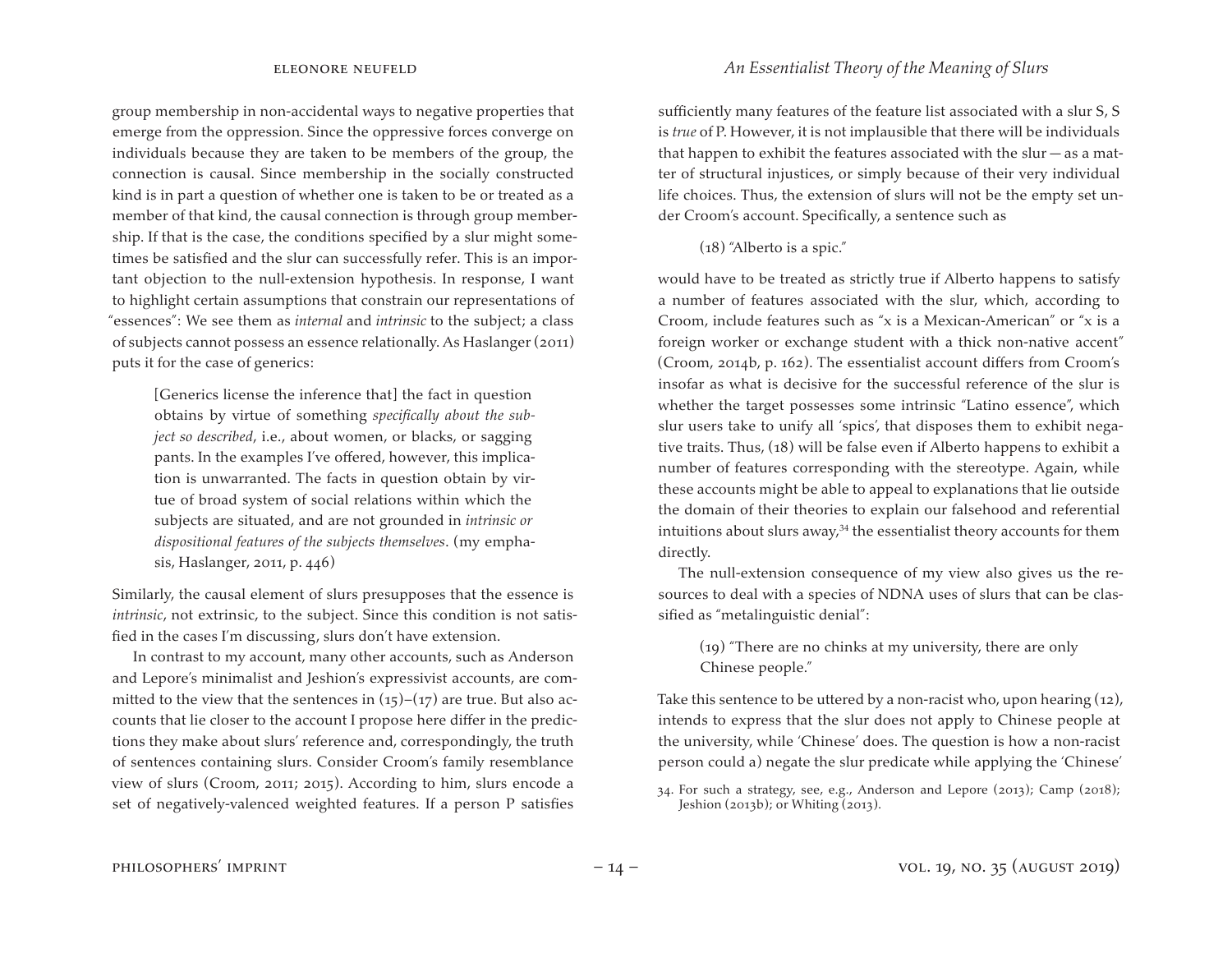group membership in non-accidental ways to negative properties that emerge from the oppression. Since the oppressive forces converge on individuals because they are taken to be members of the group, the connection is causal. Since membership in the socially constructed kind is in part a question of whether one is taken to be or treated as a member of that kind, the causal connection is through group membership. If that is the case, the conditions specified by a slur might sometimes be satisfied and the slur can successfully refer. This is an important objection to the null-extension hypothesis. In response, I want to highlight certain assumptions that constrain our representations of "essences": We see them as *internal* and *intrinsic* to the subject; a class of subjects cannot possess an essence relationally. As Haslanger (2011) puts it for the case of generics:

> [Generics license the inference that] the fact in question obtains by virtue of something *specifically about the subject so described*, i.e., about women, or blacks, or sagging pants. In the examples I've offered, however, this implication is unwarranted. The facts in question obtain by virtue of broad system of social relations within which the subjects are situated, and are not grounded in *intrinsic or dispositional features of the subjects themselves*. (my emphasis, Haslanger, 2011, p. 446)

Similarly, the causal element of slurs presupposes that the essence is *intrinsic*, not extrinsic, to the subject. Since this condition is not satisfied in the cases I'm discussing, slurs don't have extension.

In contrast to my account, many other accounts, such as Anderson and Lepore's minimalist and Jeshion's expressivist accounts, are committed to the view that the sentences in (15)–(17) are true. But also accounts that lie closer to the account I propose here differ in the predictions they make about slurs' reference and, correspondingly, the truth of sentences containing slurs. Consider Croom's family resemblance view of slurs (Croom, 2011; 2015). According to him, slurs encode a set of negatively-valenced weighted features. If a person P satisfies sufficiently many features of the feature list associated with a slur S, S is *true* of P. However, it is not implausible that there will be individuals that happen to exhibit the features associated with the slur — as a matter of structural injustices, or simply because of their very individual life choices. Thus, the extension of slurs will not be the empty set under Croom's account. Specifically, a sentence such as

> (18) "Alberto is a spic."

would have to be treated as strictly true if Alberto happens to satisfy a number of features associated with the slur, which, according to Croom, include features such as "x is a Mexican-American" or "x is a foreign worker or exchange student with a thick non-native accent" (Croom, 2014b, p. 162). The essentialist account differs from Croom's insofar as what is decisive for the successful reference of the slur is whether the target possesses some intrinsic "Latino essence", which slur users take to unify all 'spics', that disposes them to exhibit negative traits. Thus, (18) will be false even if Alberto happens to exhibit a number of features corresponding with the stereotype. Again, while these accounts might be able to appeal to explanations that lie outside the domain of their theories to explain our falsehood and referential intuitions about slurs away,[34] the essentialist theory accounts for them directly.

The null-extension consequence of my view also gives us the resources to deal with a species of NDNA uses of slurs that can be classified as "metalinguistic denial":

> (19) "There are no chinks at my university, there are only Chinese people."

Take this sentence to be uttered by a non-racist who, upon hearing (12), intends to express that the slur does not apply to Chinese people at the university, while 'Chinese' does. The question is how a non-racist person could a) negate the slur predicate while applying the 'Chinese'

34. For such a strategy, see, e.g., Anderson and Lepore (2013); Camp (2018); Jeshion (2013b); or Whiting (2013).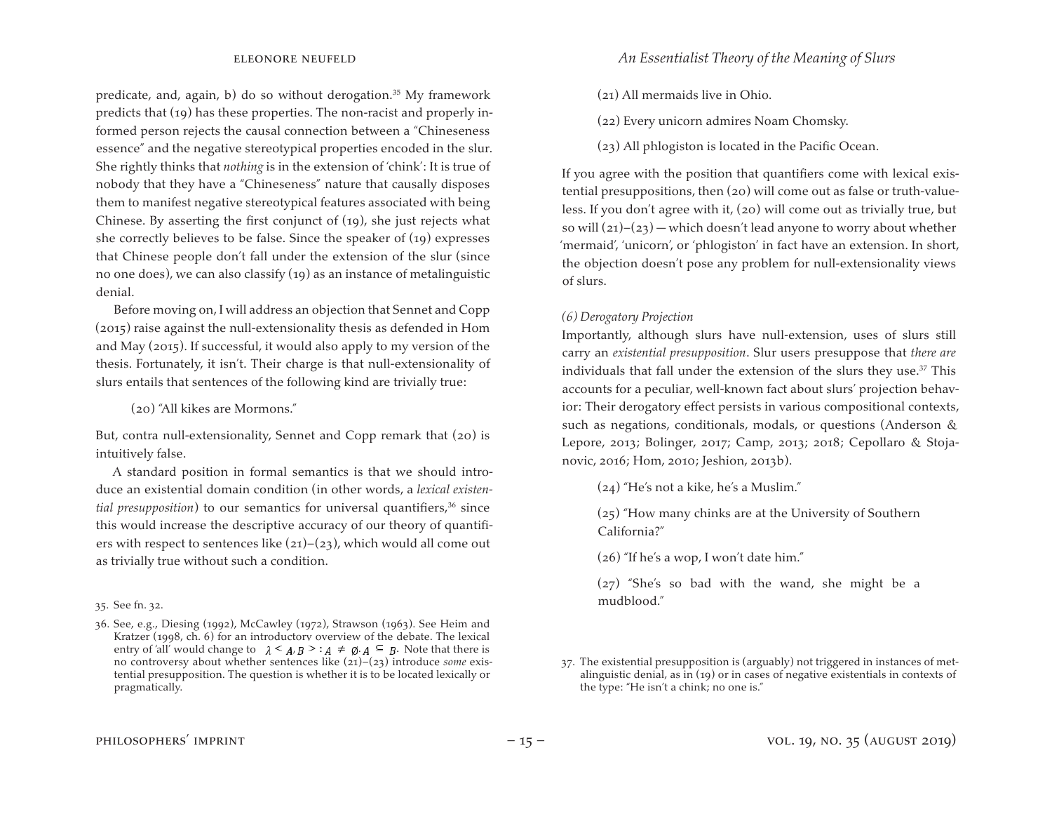predicate, and, again, b) do so without derogation.[35] My framework predicts that (19) has these properties. The non-racist and properly informed person rejects the causal connection between a "Chineseness essence" and the negative stereotypical properties encoded in the slur. She rightly thinks that *nothing* is in the extension of 'chink': It is true of nobody that they have a "Chineseness" nature that causally disposes them to manifest negative stereotypical features associated with being Chinese. By asserting the first conjunct of (19), she just rejects what she correctly believes to be false. Since the speaker of (19) expresses that Chinese people don't fall under the extension of the slur (since no one does), we can also classify (19) as an instance of metalinguistic denial.

Before moving on, I will address an objection that Sennet and Copp (2015) raise against the null-extensionality thesis as defended in Hom and May (2015). If successful, it would also apply to my version of the thesis. Fortunately, it isn't. Their charge is that null-extensionality of slurs entails that sentences of the following kind are trivially true:

(20) "All kikes are Mormons."

But, contra null-extensionality, Sennet and Copp remark that (20) is intuitively false.

A standard position in formal semantics is that we should introduce an existential domain condition (in other words, a *lexical existential presupposition*) to our semantics for universal quantifiers,[36] since this would increase the descriptive accuracy of our theory of quantifiers with respect to sentences like (21)–(23), which would all come out as trivially true without such a condition.

(21) All mermaids live in Ohio.

(22) Every unicorn admires Noam Chomsky.

(23) All phlogiston is located in the Pacific Ocean.

If you agree with the position that quantifiers come with lexical existential presuppositions, then (20) will come out as false or truth-valueless. If you don't agree with it, (20) will come out as trivially true, but so will (21)–(23) — which doesn't lead anyone to worry about whether 'mermaid', 'unicorn', or 'phlogiston' in fact have an extension. In short, the objection doesn't pose any problem for null-extensionality views of slurs.

*(6) Derogatory Projection*

Importantly, although slurs have null-extension, uses of slurs still carry an *existential presupposition*. Slur users presuppose that *there are* individuals that fall under the extension of the slurs they use.[37] This accounts for a peculiar, well-known fact about slurs' projection behavior: Their derogatory effect persists in various compositional contexts, such as negations, conditionals, modals, or questions (Anderson & Lepore, 2013; Bolinger, 2017; Camp, 2013; 2018; Cepollaro & Stojanovic, 2016; Hom, 2010; Jeshion, 2013b).

(24) "He's not a kike, he's a Muslim."

(25) "How many chinks are at the University of Southern California?"

(26) "If he's a wop, I won't date him."

(27) "She's so bad with the wand, she might be a mudblood."

35. See fn. 32.

36. See, e.g., Diesing (1992), McCawley (1972), Strawson (1963). See Heim and Kratzer (1998, ch. 6) for an introductory overview of the debate. The lexical entry of 'all' would change to $\lambda < A, B > : A \neq \emptyset . A \subseteq B$. Note that there is no controversy about whether sentences like (21)–(23) introduce *some* existential presupposition. The question is whether it is to be located lexically or pragmatically.

37. The existential presupposition is (arguably) not triggered in instances of metalinguistic denial, as in (19) or in cases of negative existentials in contexts of the type: "He isn't a chink; no one is."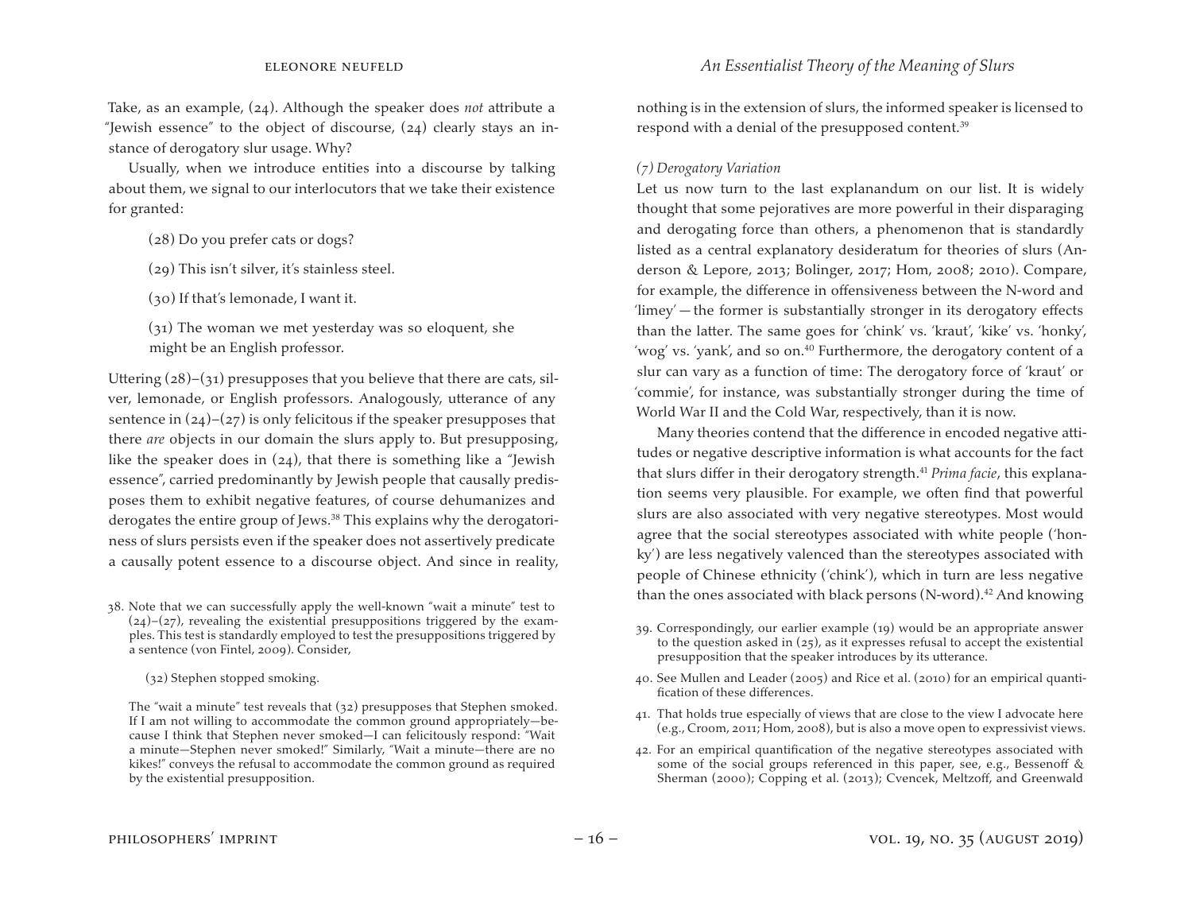Take, as an example, (24). Although the speaker does *not* attribute a "Jewish essence" to the object of discourse, (24) clearly stays an instance of derogatory slur usage. Why?

Usually, when we introduce entities into a discourse by talking about them, we signal to our interlocutors that we take their existence for granted:

> (28) Do you prefer cats or dogs?
>
> (29) This isn't silver, it's stainless steel.
>
> (30) If that's lemonade, I want it.
>
> (31) The woman we met yesterday was so eloquent, she might be an English professor.

Uttering (28)–(31) presupposes that you believe that there are cats, silver, lemonade, or English professors. Analogously, utterance of any sentence in (24)–(27) is only felicitous if the speaker presupposes that there *are* objects in our domain the slurs apply to. But presupposing, like the speaker does in (24), that there is something like a "Jewish essence", carried predominantly by Jewish people that causally predisposes them to exhibit negative features, of course dehumanizes and derogates the entire group of Jews.[38] This explains why the derogatoriness of slurs persists even if the speaker does not assertively predicate a causally potent essence to a discourse object. And since in reality, nothing is in the extension of slurs, the informed speaker is licensed to respond with a denial of the presupposed content.[39]

*(7) Derogatory Variation*

Let us now turn to the last explanandum on our list. It is widely thought that some pejoratives are more powerful in their disparaging and derogating force than others, a phenomenon that is standardly listed as a central explanatory desideratum for theories of slurs (Anderson & Lepore, 2013; Bolinger, 2017; Hom, 2008; 2010). Compare, for example, the difference in offensiveness between the N-word and 'limey'—the former is substantially stronger in its derogatory effects than the latter. The same goes for 'chink' vs. 'kraut', 'kike' vs. 'honky', 'wog' vs. 'yank', and so on.[40] Furthermore, the derogatory content of a slur can vary as a function of time: The derogatory force of 'kraut' or 'commie', for instance, was substantially stronger during the time of World War II and the Cold War, respectively, than it is now.

Many theories contend that the difference in encoded negative attitudes or negative descriptive information is what accounts for the fact that slurs differ in their derogatory strength.[41] *Prima facie*, this explanation seems very plausible. For example, we often find that powerful slurs are also associated with very negative stereotypes. Most would agree that the social stereotypes associated with white people ('honky') are less negatively valenced than the stereotypes associated with people of Chinese ethnicity ('chink'), which in turn are less negative than the ones associated with black persons (N-word).[42] And knowing

---

38. Note that we can successfully apply the well-known "wait a minute" test to (24)–(27), revealing the existential presuppositions triggered by the examples. This test is standardly employed to test the presuppositions triggered by a sentence (von Fintel, 2009). Consider,

> (32) Stephen stopped smoking.

The "wait a minute" test reveals that (32) presupposes that Stephen smoked. If I am not willing to accommodate the common ground appropriately—because I think that Stephen never smoked—I can felicitously respond: "Wait a minute—Stephen never smoked!" Similarly, "Wait a minute—there are no kikes!" conveys the refusal to accommodate the common ground as required by the existential presupposition.

39. Correspondingly, our earlier example (19) would be an appropriate answer to the question asked in (25), as it expresses refusal to accept the existential presupposition that the speaker introduces by its utterance.

40. See Mullen and Leader (2005) and Rice et al. (2010) for an empirical quantification of these differences.

41. That holds true especially of views that are close to the view I advocate here (e.g., Croom, 2011; Hom, 2008), but is also a move open to expressivist views.

42. For an empirical quantification of the negative stereotypes associated with some of the social groups referenced in this paper, see, e.g., Bessenoff & Sherman (2000); Copping et al. (2013); Cvencek, Meltzoff, and Greenwald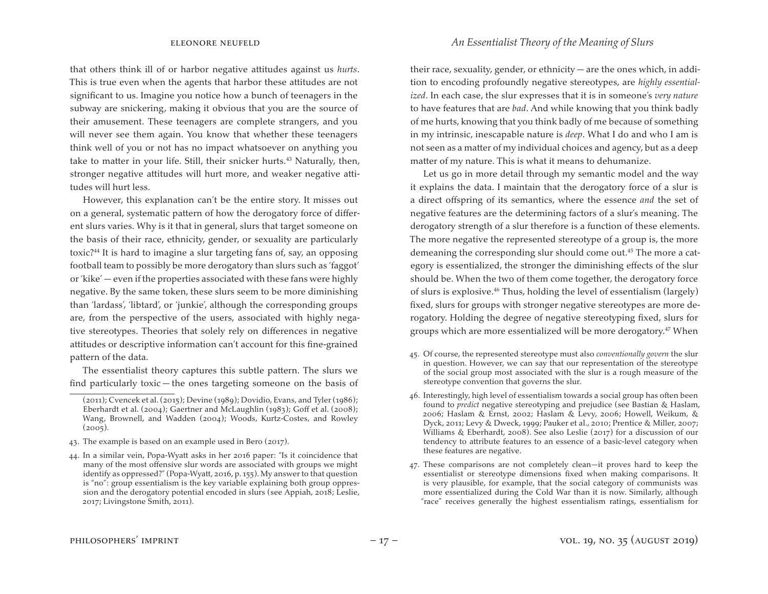that others think ill of or harbor negative attitudes against us *hurts*. This is true even when the agents that harbor these attitudes are not significant to us. Imagine you notice how a bunch of teenagers in the subway are snickering, making it obvious that you are the source of their amusement. These teenagers are complete strangers, and you will never see them again. You know that whether these teenagers think well of you or not has no impact whatsoever on anything you take to matter in your life. Still, their snicker hurts.[43] Naturally, then, stronger negative attitudes will hurt more, and weaker negative attitudes will hurt less.

However, this explanation can't be the entire story. It misses out on a general, systematic pattern of how the derogatory force of different slurs varies. Why is it that in general, slurs that target someone on the basis of their race, ethnicity, gender, or sexuality are particularly toxic?[44] It is hard to imagine a slur targeting fans of, say, an opposing football team to possibly be more derogatory than slurs such as 'faggot' or 'kike' — even if the properties associated with these fans were highly negative. By the same token, these slurs seem to be more diminishing than 'lardass', 'libtard', or 'junkie', although the corresponding groups are, from the perspective of the users, associated with highly negative stereotypes. Theories that solely rely on differences in negative attitudes or descriptive information can't account for this fine-grained pattern of the data.

The essentialist theory captures this subtle pattern. The slurs we find particularly toxic — the ones targeting someone on the basis of their race, sexuality, gender, or ethnicity — are the ones which, in addition to encoding profoundly negative stereotypes, are *highly essentialized*. In each case, the slur expresses that it is in someone's *very nature* to have features that are *bad*. And while knowing that you think badly of me hurts, knowing that you think badly of me because of something in my intrinsic, inescapable nature is *deep*. What I do and who I am is not seen as a matter of my individual choices and agency, but as a deep matter of my nature. This is what it means to dehumanize.

Let us go in more detail through my semantic model and the way it explains the data. I maintain that the derogatory force of a slur is a direct offspring of its semantics, where the essence *and* the set of negative features are the determining factors of a slur's meaning. The derogatory strength of a slur therefore is a function of these elements. The more negative the represented stereotype of a group is, the more demeaning the corresponding slur should come out.[45] The more a category is essentialized, the stronger the diminishing effects of the slur should be. When the two of them come together, the derogatory force of slurs is explosive.[46] Thus, holding the level of essentialism (largely) fixed, slurs for groups with stronger negative stereotypes are more derogatory. Holding the degree of negative stereotyping fixed, slurs for groups which are more essentialized will be more derogatory.[47] When

---

(2011); Cvencek et al. (2015); Devine (1989); Dovidio, Evans, and Tyler (1986); Eberhardt et al. (2004); Gaertner and McLaughlin (1983); Goff et al. (2008); Wang, Brownell, and Wadden (2004); Woods, Kurtz-Costes, and Rowley (2005).

43. The example is based on an example used in Bero (2017).

44. In a similar vein, Popa-Wyatt asks in her 2016 paper: "Is it coincidence that many of the most offensive slur words are associated with groups we might identify as oppressed?" (Popa-Wyatt, 2016, p. 155). My answer to that question is "no": group essentialism is the key variable explaining both group oppression and the derogatory potential encoded in slurs (see Appiah, 2018; Leslie, 2017; Livingstone Smith, 2011).

45. Of course, the represented stereotype must also *conventionally govern* the slur in question. However, we can say that our representation of the stereotype of the social group most associated with the slur is a rough measure of the stereotype convention that governs the slur.

46. Interestingly, high level of essentialism towards a social group has often been found to *predict* negative stereotyping and prejudice (see Bastian & Haslam, 2006; Haslam & Ernst, 2002; Haslam & Levy, 2006; Howell, Weikum, & Dyck, 2011; Levy & Dweck, 1999; Pauker et al., 2010; Prentice & Miller, 2007; Williams & Eberhardt, 2008). See also Leslie (2017) for a discussion of our tendency to attribute features to an essence of a basic-level category when these features are negative.

47. These comparisons are not completely clean—it proves hard to keep the essentialist or stereotype dimensions fixed when making comparisons. It is very plausible, for example, that the social category of communists was more essentialized during the Cold War than it is now. Similarly, although "race" receives generally the highest essentialism ratings, essentialism for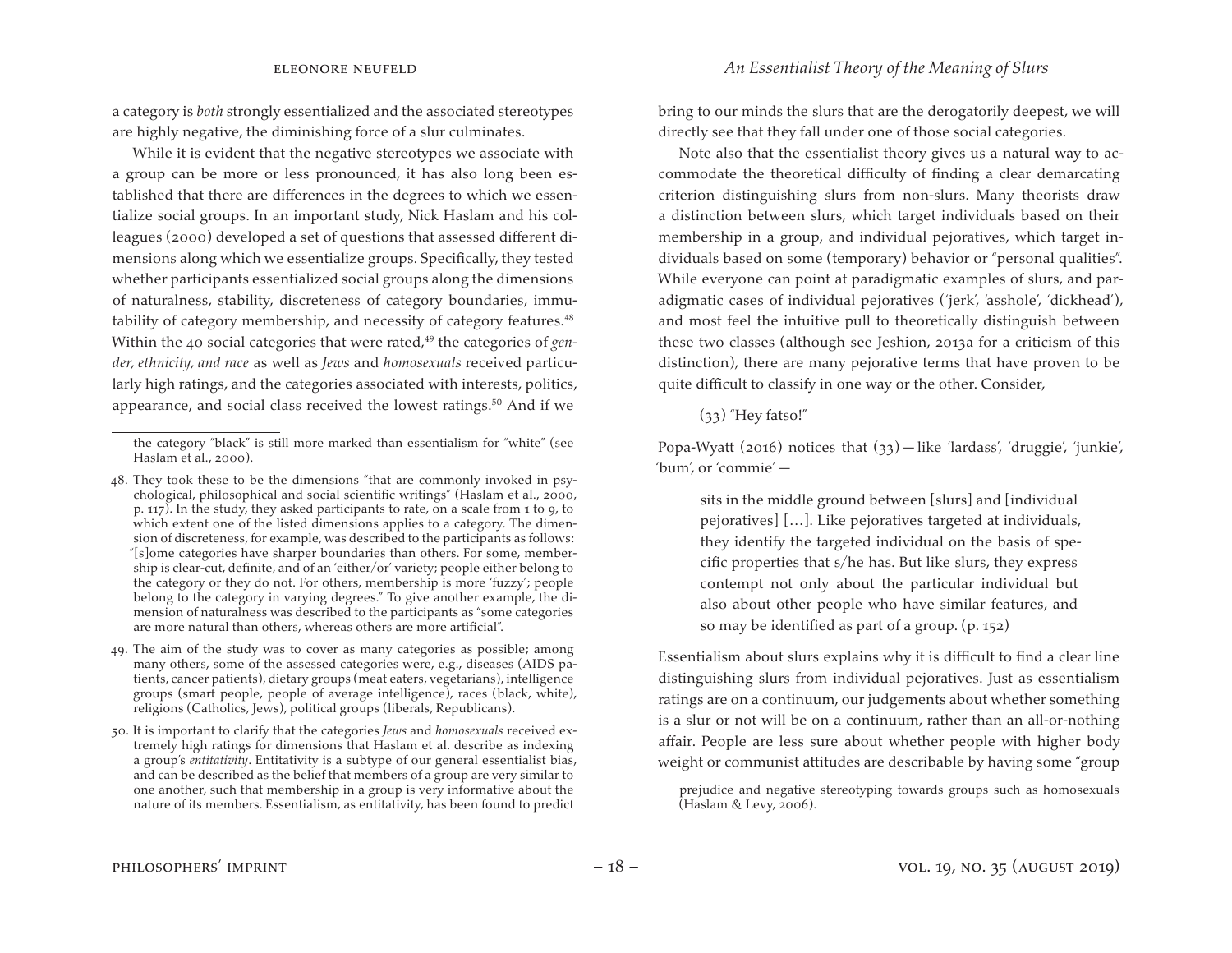a category is *both* strongly essentialized and the associated stereotypes are highly negative, the diminishing force of a slur culminates.

While it is evident that the negative stereotypes we associate with a group can be more or less pronounced, it has also long been established that there are differences in the degrees to which we essentialize social groups. In an important study, Nick Haslam and his colleagues (2000) developed a set of questions that assessed different dimensions along which we essentialize groups. Specifically, they tested whether participants essentialized social groups along the dimensions of naturalness, stability, discreteness of category boundaries, immutability of category membership, and necessity of category features.[48] Within the 40 social categories that were rated,[49] the categories of *gender, ethnicity, and race* as well as *Jews* and *homosexuals* received particularly high ratings, and the categories associated with interests, politics, appearance, and social class received the lowest ratings.[50] And if we bring to our minds the slurs that are the derogatorily deepest, we will directly see that they fall under one of those social categories.

Note also that the essentialist theory gives us a natural way to accommodate the theoretical difficulty of finding a clear demarcating criterion distinguishing slurs from non-slurs. Many theorists draw a distinction between slurs, which target individuals based on their membership in a group, and individual pejoratives, which target individuals based on some (temporary) behavior or "personal qualities". While everyone can point at paradigmatic examples of slurs, and paradigmatic cases of individual pejoratives ('jerk', 'asshole', 'dickhead'), and most feel the intuitive pull to theoretically distinguish between these two classes (although see Jeshion, 2013a for a criticism of this distinction), there are many pejorative terms that have proven to be quite difficult to classify in one way or the other. Consider,

(33) "Hey fatso!"

Popa-Wyatt (2016) notices that (33) — like 'lardass', 'druggie', 'junkie', 'bum', or 'commie' —

> sits in the middle ground between [slurs] and [individual pejoratives] […]. Like pejoratives targeted at individuals, they identify the targeted individual on the basis of specific properties that s/he has. But like slurs, they express contempt not only about the particular individual but also about other people who have similar features, and so may be identified as part of a group. (p. 152)

Essentialism about slurs explains why it is difficult to find a clear line distinguishing slurs from individual pejoratives. Just as essentialism ratings are on a continuum, our judgements about whether something is a slur or not will be on a continuum, rather than an all-or-nothing affair. People are less sure about whether people with higher body weight or communist attitudes are describable by having some "group

---

the category "black" is still more marked than essentialism for "white" (see Haslam et al., 2000).

48. They took these to be the dimensions "that are commonly invoked in psychological, philosophical and social scientific writings" (Haslam et al., 2000, p. 117). In the study, they asked participants to rate, on a scale from 1 to 9, to which extent one of the listed dimensions applies to a category. The dimension of discreteness, for example, was described to the participants as follows: "[s]ome categories have sharper boundaries than others. For some, membership is clear-cut, definite, and of an 'either/or' variety; people either belong to the category or they do not. For others, membership is more 'fuzzy'; people belong to the category in varying degrees." To give another example, the dimension of naturalness was described to the participants as "some categories are more natural than others, whereas others are more artificial".

49. The aim of the study was to cover as many categories as possible; among many others, some of the assessed categories were, e.g., diseases (AIDS patients, cancer patients), dietary groups (meat eaters, vegetarians), intelligence groups (smart people, people of average intelligence), races (black, white), religions (Catholics, Jews), political groups (liberals, Republicans).

50. It is important to clarify that the categories *Jews* and *homosexuals* received extremely high ratings for dimensions that Haslam et al. describe as indexing a group's *entitativity*. Entitativity is a subtype of our general essentialist bias, and can be described as the belief that members of a group are very similar to one another, such that membership in a group is very informative about the nature of its members. Essentialism, as entitativity, has been found to predict prejudice and negative stereotyping towards groups such as homosexuals (Haslam & Levy, 2006).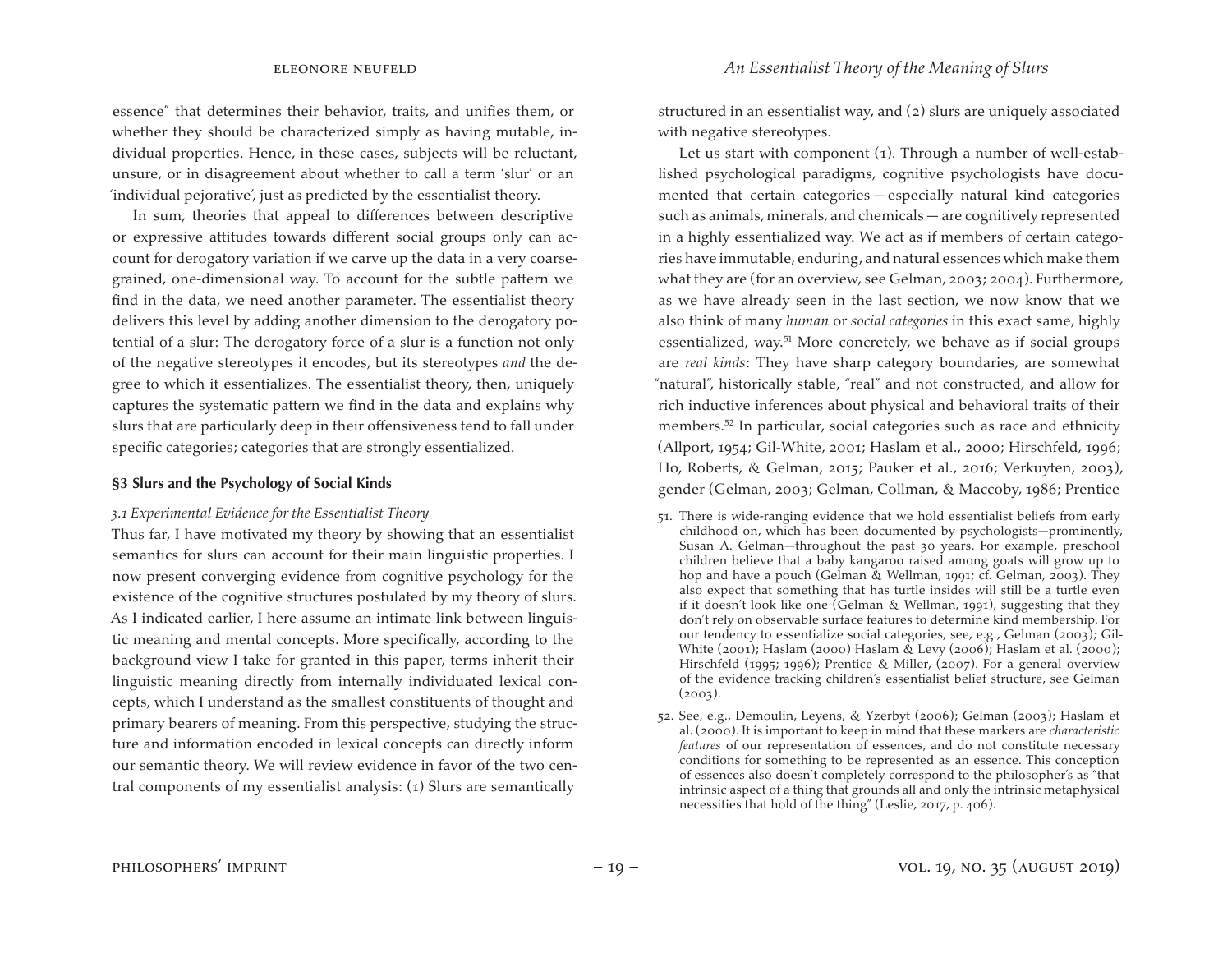essence" that determines their behavior, traits, and unifies them, or whether they should be characterized simply as having mutable, individual properties. Hence, in these cases, subjects will be reluctant, unsure, or in disagreement about whether to call a term 'slur' or an 'individual pejorative', just as predicted by the essentialist theory.

In sum, theories that appeal to differences between descriptive or expressive attitudes towards different social groups only can account for derogatory variation if we carve up the data in a very coarse-grained, one-dimensional way. To account for the subtle pattern we find in the data, we need another parameter. The essentialist theory delivers this level by adding another dimension to the derogatory potential of a slur: The derogatory force of a slur is a function not only of the negative stereotypes it encodes, but its stereotypes *and* the degree to which it essentializes. The essentialist theory, then, uniquely captures the systematic pattern we find in the data and explains why slurs that are particularly deep in their offensiveness tend to fall under specific categories; categories that are strongly essentialized.

## §3 Slurs and the Psychology of Social Kinds

### *3.1 Experimental Evidence for the Essentialist Theory*

Thus far, I have motivated my theory by showing that an essentialist semantics for slurs can account for their main linguistic properties. I now present converging evidence from cognitive psychology for the existence of the cognitive structures postulated by my theory of slurs. As I indicated earlier, I here assume an intimate link between linguistic meaning and mental concepts. More specifically, according to the background view I take for granted in this paper, terms inherit their linguistic meaning directly from internally individuated lexical concepts, which I understand as the smallest constituents of thought and primary bearers of meaning. From this perspective, studying the structure and information encoded in lexical concepts can directly inform our semantic theory. We will review evidence in favor of the two central components of my essentialist analysis: (1) Slurs are semantically structured in an essentialist way, and (2) slurs are uniquely associated with negative stereotypes.

Let us start with component (1). Through a number of well-established psychological paradigms, cognitive psychologists have documented that certain categories — especially natural kind categories such as animals, minerals, and chemicals — are cognitively represented in a highly essentialized way. We act as if members of certain categories have immutable, enduring, and natural essences which make them what they are (for an overview, see Gelman, 2003; 2004). Furthermore, as we have already seen in the last section, we now know that we also think of many *human* or *social categories* in this exact same, highly essentialized, way.[51] More concretely, we behave as if social groups are *real kinds*: They have sharp category boundaries, are somewhat "natural", historically stable, "real" and not constructed, and allow for rich inductive inferences about physical and behavioral traits of their members.[52] In particular, social categories such as race and ethnicity (Allport, 1954; Gil-White, 2001; Haslam et al., 2000; Hirschfeld, 1996; Ho, Roberts, & Gelman, 2015; Pauker et al., 2016; Verkuyten, 2003), gender (Gelman, 2003; Gelman, Collman, & Maccoby, 1986; Prentice

51. There is wide-ranging evidence that we hold essentialist beliefs from early childhood on, which has been documented by psychologists—prominently, Susan A. Gelman—throughout the past 30 years. For example, preschool children believe that a baby kangaroo raised among goats will grow up to hop and have a pouch (Gelman & Wellman, 1991; cf. Gelman, 2003). They also expect that something that has turtle insides will still be a turtle even if it doesn't look like one (Gelman & Wellman, 1991), suggesting that they don't rely on observable surface features to determine kind membership. For our tendency to essentialize social categories, see, e.g., Gelman (2003); Gil-White (2001); Haslam (2000) Haslam & Levy (2006); Haslam et al. (2000); Hirschfeld (1995; 1996); Prentice & Miller, (2007). For a general overview of the evidence tracking children's essentialist belief structure, see Gelman (2003).

52. See, e.g., Demoulin, Leyens, & Yzerbyt (2006); Gelman (2003); Haslam et al. (2000). It is important to keep in mind that these markers are *characteristic features* of our representation of essences, and do not constitute necessary conditions for something to be represented as an essence. This conception of essences also doesn't completely correspond to the philosopher's as "that intrinsic aspect of a thing that grounds all and only the intrinsic metaphysical necessities that hold of the thing" (Leslie, 2017, p. 406).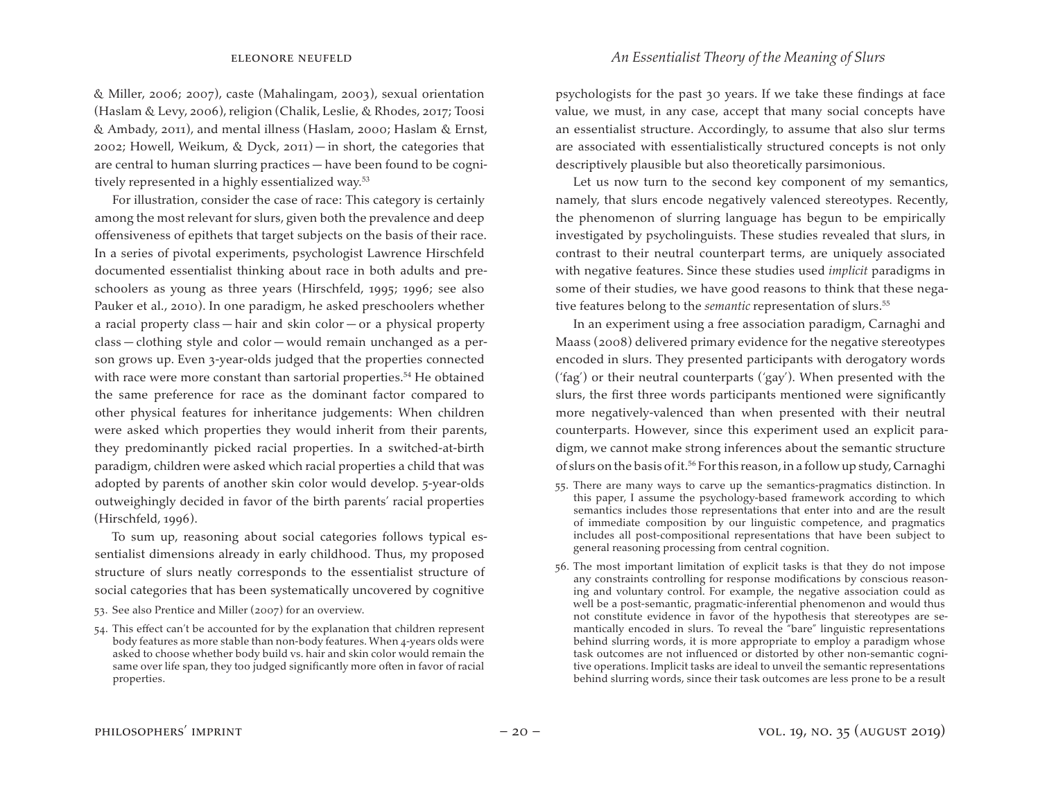& Miller, 2006; 2007), caste (Mahalingam, 2003), sexual orientation (Haslam & Levy, 2006), religion (Chalik, Leslie, & Rhodes, 2017; Toosi & Ambady, 2011), and mental illness (Haslam, 2000; Haslam & Ernst, 2002; Howell, Weikum, & Dyck, 2011) — in short, the categories that are central to human slurring practices — have been found to be cognitively represented in a highly essentialized way.[53]

For illustration, consider the case of race: This category is certainly among the most relevant for slurs, given both the prevalence and deep offensiveness of epithets that target subjects on the basis of their race. In a series of pivotal experiments, psychologist Lawrence Hirschfeld documented essentialist thinking about race in both adults and preschoolers as young as three years (Hirschfeld, 1995; 1996; see also Pauker et al., 2010). In one paradigm, he asked preschoolers whether a racial property class — hair and skin color — or a physical property class — clothing style and color — would remain unchanged as a person grows up. Even 3-year-olds judged that the properties connected with race were more constant than sartorial properties.[54] He obtained the same preference for race as the dominant factor compared to other physical features for inheritance judgements: When children were asked which properties they would inherit from their parents, they predominantly picked racial properties. In a switched-at-birth paradigm, children were asked which racial properties a child that was adopted by parents of another skin color would develop. 5-year-olds outweighingly decided in favor of the birth parents' racial properties (Hirschfeld, 1996).

To sum up, reasoning about social categories follows typical essentialist dimensions already in early childhood. Thus, my proposed structure of slurs neatly corresponds to the essentialist structure of social categories that has been systematically uncovered by cognitive psychologists for the past 30 years. If we take these findings at face value, we must, in any case, accept that many social concepts have an essentialist structure. Accordingly, to assume that also slur terms are associated with essentialistically structured concepts is not only descriptively plausible but also theoretically parsimonious.

Let us now turn to the second key component of my semantics, namely, that slurs encode negatively valenced stereotypes. Recently, the phenomenon of slurring language has begun to be empirically investigated by psycholinguists. These studies revealed that slurs, in contrast to their neutral counterpart terms, are uniquely associated with negative features. Since these studies used *implicit* paradigms in some of their studies, we have good reasons to think that these negative features belong to the *semantic* representation of slurs.[55]

In an experiment using a free association paradigm, Carnaghi and Maass (2008) delivered primary evidence for the negative stereotypes encoded in slurs. They presented participants with derogatory words ('fag') or their neutral counterparts ('gay'). When presented with the slurs, the first three words participants mentioned were significantly more negatively-valenced than when presented with their neutral counterparts. However, since this experiment used an explicit paradigm, we cannot make strong inferences about the semantic structure of slurs on the basis of it.[56] For this reason, in a follow up study, Carnaghi

53. See also Prentice and Miller (2007) for an overview.

54. This effect can't be accounted for by the explanation that children represent body features as more stable than non-body features. When 4-years olds were asked to choose whether body build vs. hair and skin color would remain the same over life span, they too judged significantly more often in favor of racial properties.

55. There are many ways to carve up the semantics-pragmatics distinction. In this paper, I assume the psychology-based framework according to which semantics includes those representations that enter into and are the result of immediate composition by our linguistic competence, and pragmatics includes all post-compositional representations that have been subject to general reasoning processing from central cognition.

56. The most important limitation of explicit tasks is that they do not impose any constraints controlling for response modifications by conscious reasoning and voluntary control. For example, the negative association could as well be a post-semantic, pragmatic-inferential phenomenon and would thus not constitute evidence in favor of the hypothesis that stereotypes are semantically encoded in slurs. To reveal the "bare" linguistic representations behind slurring words, it is more appropriate to employ a paradigm whose task outcomes are not influenced or distorted by other non-semantic cognitive operations. Implicit tasks are ideal to unveil the semantic representations behind slurring words, since their task outcomes are less prone to be a result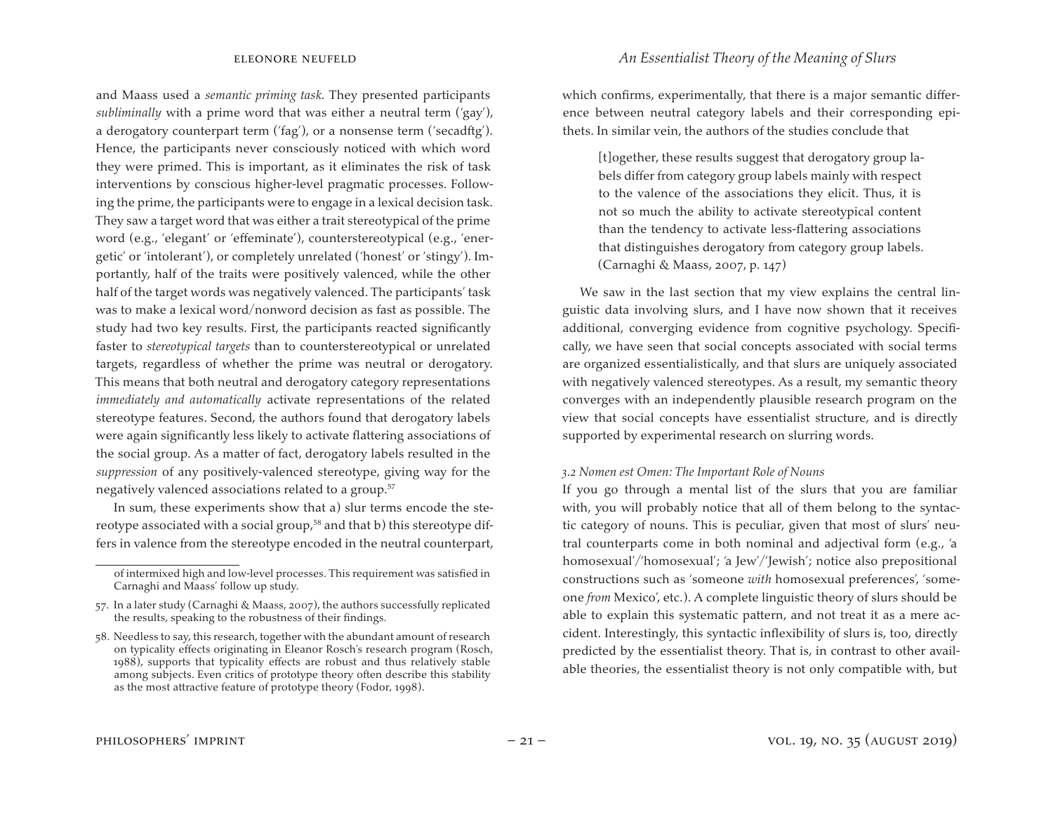and Maass used a *semantic priming task*. They presented participants *subliminally* with a prime word that was either a neutral term ('gay'), a derogatory counterpart term ('fag'), or a nonsense term ('secadftg'). Hence, the participants never consciously noticed with which word they were primed. This is important, as it eliminates the risk of task interventions by conscious higher-level pragmatic processes. Following the prime, the participants were to engage in a lexical decision task. They saw a target word that was either a trait stereotypical of the prime word (e.g., 'elegant' or 'effeminate'), counterstereotypical (e.g., 'energetic' or 'intolerant'), or completely unrelated ('honest' or 'stingy'). Importantly, half of the traits were positively valenced, while the other half of the target words was negatively valenced. The participants' task was to make a lexical word/nonword decision as fast as possible. The study had two key results. First, the participants reacted significantly faster to *stereotypical targets* than to counterstereotypical or unrelated targets, regardless of whether the prime was neutral or derogatory. This means that both neutral and derogatory category representations *immediately and automatically* activate representations of the related stereotype features. Second, the authors found that derogatory labels were again significantly less likely to activate flattering associations of the social group. As a matter of fact, derogatory labels resulted in the *suppression* of any positively-valenced stereotype, giving way for the negatively valenced associations related to a group.[57]

In sum, these experiments show that a) slur terms encode the stereotype associated with a social group,[58] and that b) this stereotype differs in valence from the stereotype encoded in the neutral counterpart, which confirms, experimentally, that there is a major semantic difference between neutral category labels and their corresponding epithets. In similar vein, the authors of the studies conclude that

> [t]ogether, these results suggest that derogatory group labels differ from category group labels mainly with respect to the valence of the associations they elicit. Thus, it is not so much the ability to activate stereotypical content than the tendency to activate less-flattering associations that distinguishes derogatory from category group labels. (Carnaghi & Maass, 2007, p. 147)

We saw in the last section that my view explains the central linguistic data involving slurs, and I have now shown that it receives additional, converging evidence from cognitive psychology. Specifically, we have seen that social concepts associated with social terms are organized essentialistically, and that slurs are uniquely associated with negatively valenced stereotypes. As a result, my semantic theory converges with an independently plausible research program on the view that social concepts have essentialist structure, and is directly supported by experimental research on slurring words.

### *3.2 Nomen est Omen: The Important Role of Nouns*

If you go through a mental list of the slurs that you are familiar with, you will probably notice that all of them belong to the syntactic category of nouns. This is peculiar, given that most of slurs' neutral counterparts come in both nominal and adjectival form (e.g., 'a homosexual'/'homosexual'; 'a Jew'/'Jewish'; notice also prepositional constructions such as 'someone *with* homosexual preferences', 'someone *from* Mexico', etc.). A complete linguistic theory of slurs should be able to explain this systematic pattern, and not treat it as a mere accident. Interestingly, this syntactic inflexibility of slurs is, too, directly predicted by the essentialist theory. That is, in contrast to other available theories, the essentialist theory is not only compatible with, but

---

of intermixed high and low-level processes. This requirement was satisfied in Carnaghi and Maass' follow up study.

57. In a later study (Carnaghi & Maass, 2007), the authors successfully replicated the results, speaking to the robustness of their findings.

58. Needless to say, this research, together with the abundant amount of research on typicality effects originating in Eleanor Rosch's research program (Rosch, 1988), supports that typicality effects are robust and thus relatively stable among subjects. Even critics of prototype theory often describe this stability as the most attractive feature of prototype theory (Fodor, 1998).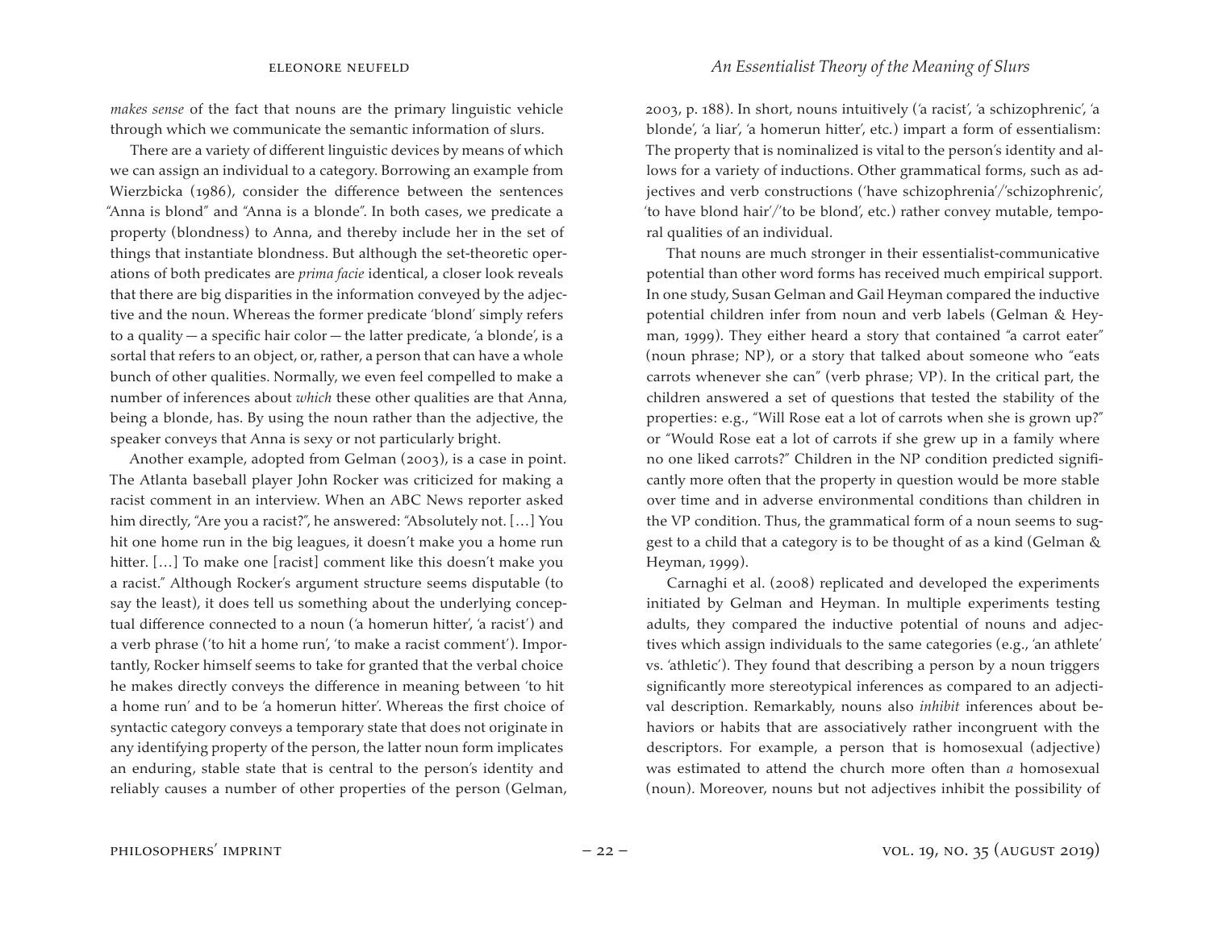*makes sense* of the fact that nouns are the primary linguistic vehicle through which we communicate the semantic information of slurs.

There are a variety of different linguistic devices by means of which we can assign an individual to a category. Borrowing an example from Wierzbicka (1986), consider the difference between the sentences "Anna is blond" and "Anna is a blonde". In both cases, we predicate a property (blondness) to Anna, and thereby include her in the set of things that instantiate blondness. But although the set-theoretic operations of both predicates are *prima facie* identical, a closer look reveals that there are big disparities in the information conveyed by the adjective and the noun. Whereas the former predicate 'blond' simply refers to a quality — a specific hair color — the latter predicate, 'a blonde', is a sortal that refers to an object, or, rather, a person that can have a whole bunch of other qualities. Normally, we even feel compelled to make a number of inferences about *which* these other qualities are that Anna, being a blonde, has. By using the noun rather than the adjective, the speaker conveys that Anna is sexy or not particularly bright.

Another example, adopted from Gelman (2003), is a case in point. The Atlanta baseball player John Rocker was criticized for making a racist comment in an interview. When an ABC News reporter asked him directly, "Are you a racist?", he answered: "Absolutely not. […] You hit one home run in the big leagues, it doesn't make you a home run hitter. […] To make one [racist] comment like this doesn't make you a racist." Although Rocker's argument structure seems disputable (to say the least), it does tell us something about the underlying conceptual difference connected to a noun ('a homerun hitter', 'a racist') and a verb phrase ('to hit a home run', 'to make a racist comment'). Importantly, Rocker himself seems to take for granted that the verbal choice he makes directly conveys the difference in meaning between 'to hit a home run' and to be 'a homerun hitter'. Whereas the first choice of syntactic category conveys a temporary state that does not originate in any identifying property of the person, the latter noun form implicates an enduring, stable state that is central to the person's identity and reliably causes a number of other properties of the person (Gelman, 2003, p. 188). In short, nouns intuitively ('a racist', 'a schizophrenic', 'a blonde', 'a liar', 'a homerun hitter', etc.) impart a form of essentialism: The property that is nominalized is vital to the person's identity and allows for a variety of inductions. Other grammatical forms, such as adjectives and verb constructions ('have schizophrenia'/'schizophrenic', 'to have blond hair'/'to be blond', etc.) rather convey mutable, temporal qualities of an individual.

That nouns are much stronger in their essentialist-communicative potential than other word forms has received much empirical support. In one study, Susan Gelman and Gail Heyman compared the inductive potential children infer from noun and verb labels (Gelman & Heyman, 1999). They either heard a story that contained "a carrot eater" (noun phrase; NP), or a story that talked about someone who "eats carrots whenever she can" (verb phrase; VP). In the critical part, the children answered a set of questions that tested the stability of the properties: e.g., "Will Rose eat a lot of carrots when she is grown up?" or "Would Rose eat a lot of carrots if she grew up in a family where no one liked carrots?" Children in the NP condition predicted significantly more often that the property in question would be more stable over time and in adverse environmental conditions than children in the VP condition. Thus, the grammatical form of a noun seems to suggest to a child that a category is to be thought of as a kind (Gelman & Heyman, 1999).

Carnaghi et al. (2008) replicated and developed the experiments initiated by Gelman and Heyman. In multiple experiments testing adults, they compared the inductive potential of nouns and adjectives which assign individuals to the same categories (e.g., 'an athlete' vs. 'athletic'). They found that describing a person by a noun triggers significantly more stereotypical inferences as compared to an adjectival description. Remarkably, nouns also *inhibit* inferences about behaviors or habits that are associatively rather incongruent with the descriptors. For example, a person that is homosexual (adjective) was estimated to attend the church more often than *a* homosexual (noun). Moreover, nouns but not adjectives inhibit the possibility of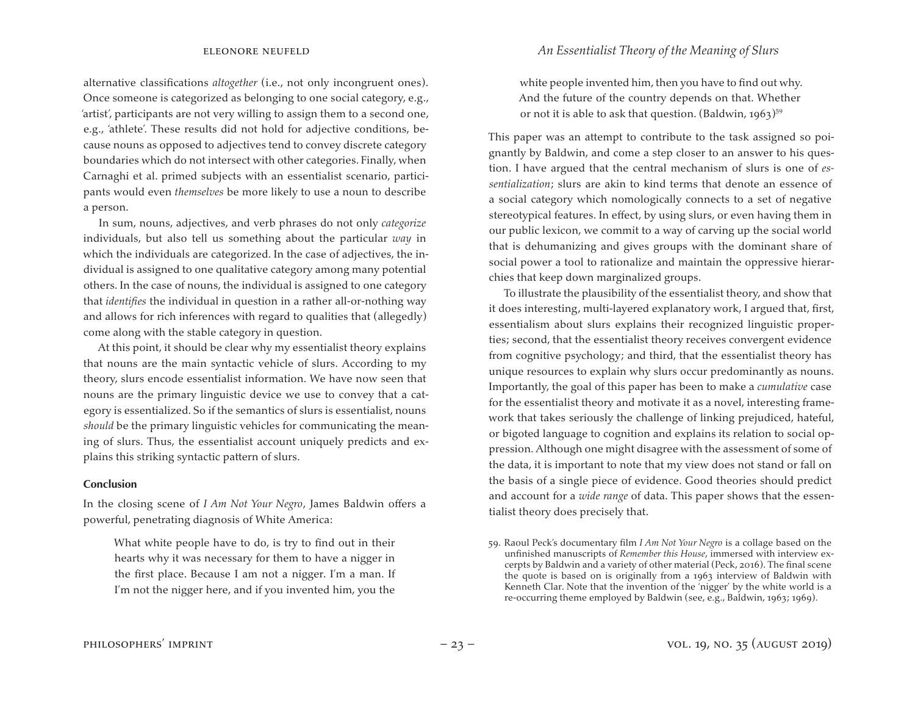alternative classifications *altogether* (i.e., not only incongruent ones). Once someone is categorized as belonging to one social category, e.g., 'artist', participants are not very willing to assign them to a second one, e.g., 'athlete'. These results did not hold for adjective conditions, because nouns as opposed to adjectives tend to convey discrete category boundaries which do not intersect with other categories. Finally, when Carnaghi et al. primed subjects with an essentialist scenario, participants would even *themselves* be more likely to use a noun to describe a person.

In sum, nouns, adjectives, and verb phrases do not only *categorize* individuals, but also tell us something about the particular *way* in which the individuals are categorized. In the case of adjectives, the individual is assigned to one qualitative category among many potential others. In the case of nouns, the individual is assigned to one category that *identifies* the individual in question in a rather all-or-nothing way and allows for rich inferences with regard to qualities that (allegedly) come along with the stable category in question.

At this point, it should be clear why my essentialist theory explains that nouns are the main syntactic vehicle of slurs. According to my theory, slurs encode essentialist information. We have now seen that nouns are the primary linguistic device we use to convey that a category is essentialized. So if the semantics of slurs is essentialist, nouns *should* be the primary linguistic vehicles for communicating the meaning of slurs. Thus, the essentialist account uniquely predicts and explains this striking syntactic pattern of slurs.

**Conclusion**

In the closing scene of *I Am Not Your Negro*, James Baldwin offers a powerful, penetrating diagnosis of White America:

> What white people have to do, is try to find out in their hearts why it was necessary for them to have a nigger in the first place. Because I am not a nigger. I'm a man. If I'm not the nigger here, and if you invented him, you the white people invented him, then you have to find out why. And the future of the country depends on that. Whether or not it is able to ask that question. (Baldwin, 1963)[59]

This paper was an attempt to contribute to the task assigned so poignantly by Baldwin, and come a step closer to an answer to his question. I have argued that the central mechanism of slurs is one of *essentialization*; slurs are akin to kind terms that denote an essence of a social category which nomologically connects to a set of negative stereotypical features. In effect, by using slurs, or even having them in our public lexicon, we commit to a way of carving up the social world that is dehumanizing and gives groups with the dominant share of social power a tool to rationalize and maintain the oppressive hierarchies that keep down marginalized groups.

To illustrate the plausibility of the essentialist theory, and show that it does interesting, multi-layered explanatory work, I argued that, first, essentialism about slurs explains their recognized linguistic properties; second, that the essentialist theory receives convergent evidence from cognitive psychology; and third, that the essentialist theory has unique resources to explain why slurs occur predominantly as nouns. Importantly, the goal of this paper has been to make a *cumulative* case for the essentialist theory and motivate it as a novel, interesting framework that takes seriously the challenge of linking prejudiced, hateful, or bigoted language to cognition and explains its relation to social oppression. Although one might disagree with the assessment of some of the data, it is important to note that my view does not stand or fall on the basis of a single piece of evidence. Good theories should predict and account for a *wide range* of data. This paper shows that the essentialist theory does precisely that.

59. Raoul Peck's documentary film *I Am Not Your Negro* is a collage based on the unfinished manuscripts of *Remember this House*, immersed with interview excerpts by Baldwin and a variety of other material (Peck, 2016). The final scene the quote is based on is originally from a 1963 interview of Baldwin with Kenneth Clar. Note that the invention of the 'nigger' by the white world is a re-occurring theme employed by Baldwin (see, e.g., Baldwin, 1963; 1969).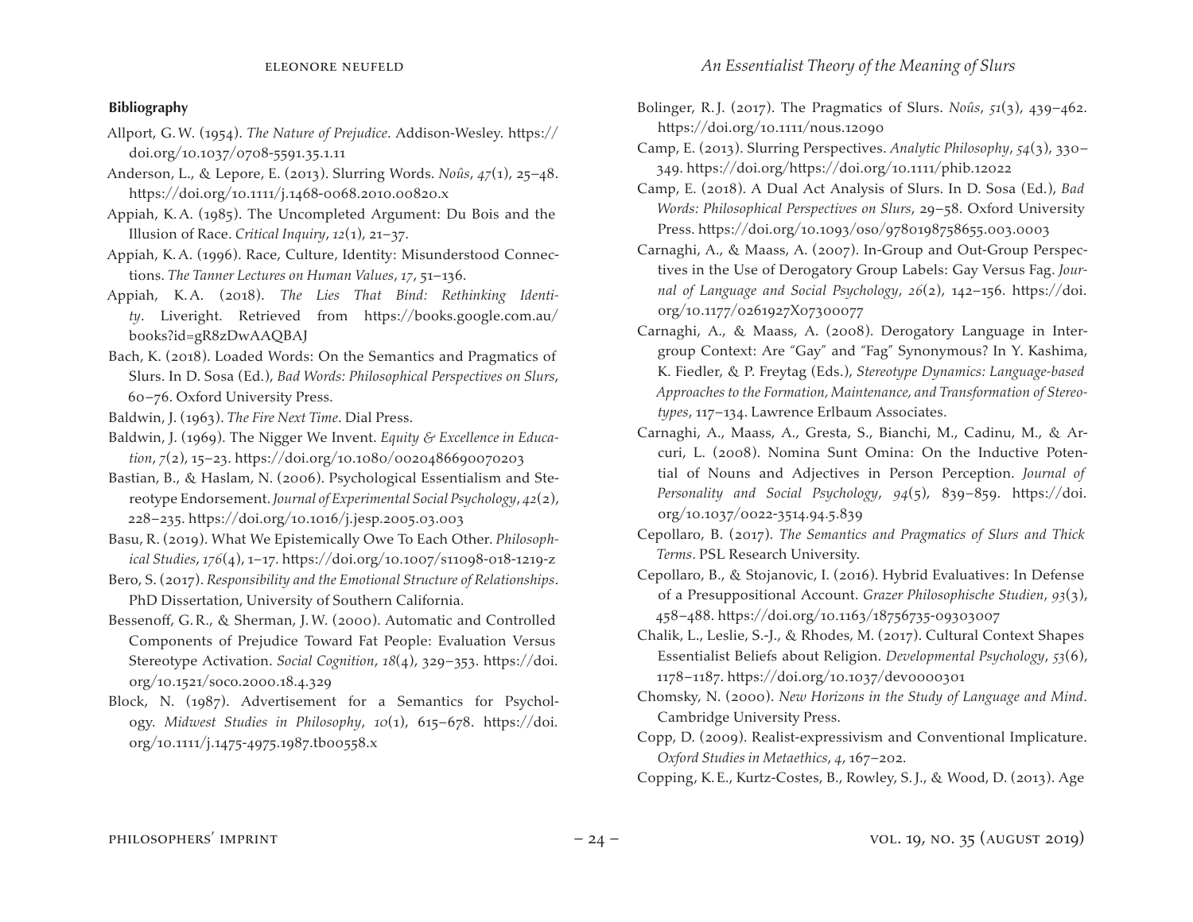**Bibliography**

Allport, G.W. (1954). *The Nature of Prejudice*. Addison-Wesley. https://doi.org/10.1037/0708-5591.35.1.11

Anderson, L., & Lepore, E. (2013). Slurring Words. *Noûs*, *47*(1), 25–48. https://doi.org/10.1111/j.1468-0068.2010.00820.x

Appiah, K.A. (1985). The Uncompleted Argument: Du Bois and the Illusion of Race. *Critical Inquiry*, *12*(1), 21–37.

Appiah, K.A. (1996). Race, Culture, Identity: Misunderstood Connections. *The Tanner Lectures on Human Values*, *17*, 51–136.

Appiah, K.A. (2018). *The Lies That Bind: Rethinking Identity*. Liveright. Retrieved from https://books.google.com.au/books?id=gR8zDwAAQBAJ

Bach, K. (2018). Loaded Words: On the Semantics and Pragmatics of Slurs. In D. Sosa (Ed.), *Bad Words: Philosophical Perspectives on Slurs*, 60–76. Oxford University Press.

Baldwin, J. (1963). *The Fire Next Time*. Dial Press.

Baldwin, J. (1969). The Nigger We Invent. *Equity & Excellence in Education*, *7*(2), 15–23. https://doi.org/10.1080/0020486690070203

Bastian, B., & Haslam, N. (2006). Psychological Essentialism and Stereotype Endorsement. *Journal of Experimental Social Psychology*, *42*(2), 228–235. https://doi.org/10.1016/j.jesp.2005.03.003

Basu, R. (2019). What We Epistemically Owe To Each Other. *Philosophical Studies*, *176*(4), 1–17. https://doi.org/10.1007/s11098-018-1219-z

Bero, S. (2017). *Responsibility and the Emotional Structure of Relationships*. PhD Dissertation, University of Southern California.

Bessenoff, G.R., & Sherman, J.W. (2000). Automatic and Controlled Components of Prejudice Toward Fat People: Evaluation Versus Stereotype Activation. *Social Cognition*, *18*(4), 329–353. https://doi.org/10.1521/soco.2000.18.4.329

Block, N. (1987). Advertisement for a Semantics for Psychology. *Midwest Studies in Philosophy*, *10*(1), 615–678. https://doi.org/10.1111/j.1475-4975.1987.tb00558.x

Bolinger, R.J. (2017). The Pragmatics of Slurs. *Noûs*, *51*(3), 439–462. https://doi.org/10.1111/nous.12090

Camp, E. (2013). Slurring Perspectives. *Analytic Philosophy*, *54*(3), 330–349. https://doi.org/https://doi.org/10.1111/phib.12022

Camp, E. (2018). A Dual Act Analysis of Slurs. In D. Sosa (Ed.), *Bad Words: Philosophical Perspectives on Slurs*, 29–58. Oxford University Press. https://doi.org/10.1093/oso/9780198758655.003.0003

Carnaghi, A., & Maass, A. (2007). In-Group and Out-Group Perspectives in the Use of Derogatory Group Labels: Gay Versus Fag. *Journal of Language and Social Psychology*, *26*(2), 142–156. https://doi.org/10.1177/0261927X07300077

Carnaghi, A., & Maass, A. (2008). Derogatory Language in Intergroup Context: Are "Gay" and "Fag" Synonymous? In Y. Kashima, K. Fiedler, & P. Freytag (Eds.), *Stereotype Dynamics: Language-based Approaches to the Formation, Maintenance, and Transformation of Stereotypes*, 117–134. Lawrence Erlbaum Associates.

Carnaghi, A., Maass, A., Gresta, S., Bianchi, M., Cadinu, M., & Arcuri, L. (2008). Nomina Sunt Omina: On the Inductive Potential of Nouns and Adjectives in Person Perception. *Journal of Personality and Social Psychology*, *94*(5), 839–859. https://doi.org/10.1037/0022-3514.94.5.839

Cepollaro, B. (2017). *The Semantics and Pragmatics of Slurs and Thick Terms*. PSL Research University.

Cepollaro, B., & Stojanovic, I. (2016). Hybrid Evaluatives: In Defense of a Presuppositional Account. *Grazer Philosophische Studien*, *93*(3), 458–488. https://doi.org/10.1163/18756735-09303007

Chalik, L., Leslie, S.-J., & Rhodes, M. (2017). Cultural Context Shapes Essentialist Beliefs about Religion. *Developmental Psychology*, *53*(6), 1178–1187. https://doi.org/10.1037/dev0000301

Chomsky, N. (2000). *New Horizons in the Study of Language and Mind*. Cambridge University Press.

Copp, D. (2009). Realist-expressivism and Conventional Implicature. *Oxford Studies in Metaethics*, *4*, 167–202.

Copping, K.E., Kurtz-Costes, B., Rowley, S.J., & Wood, D. (2013). Age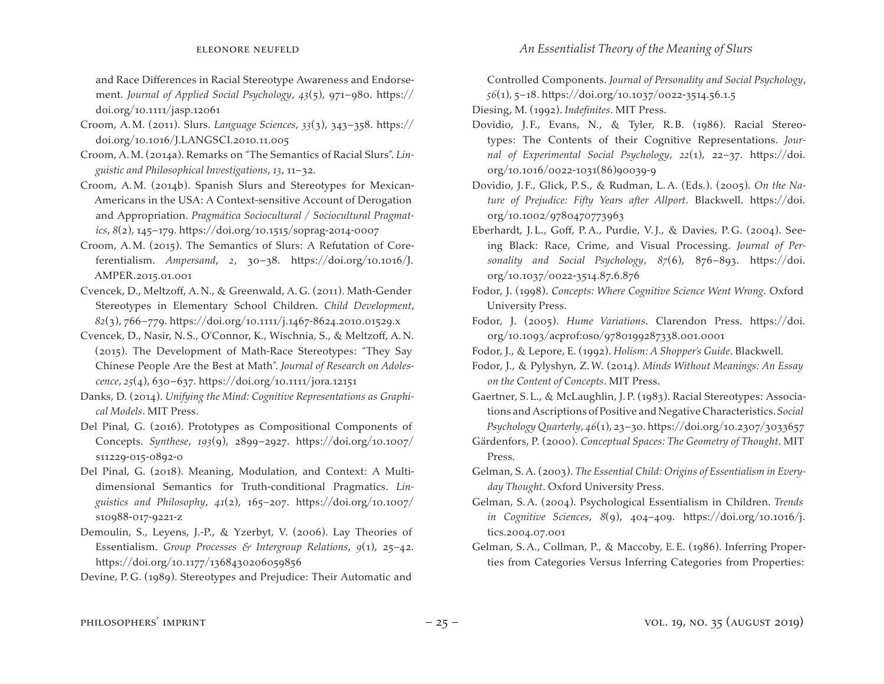and Race Differences in Racial Stereotype Awareness and Endorsement. *Journal of Applied Social Psychology*, *43*(5), 971–980. https://doi.org/10.1111/jasp.12061

Croom, A. M. (2011). Slurs. *Language Sciences*, *33*(3), 343–358. https://doi.org/10.1016/J.LANGSCI.2010.11.005

Croom, A. M. (2014a). Remarks on "The Semantics of Racial Slurs". *Linguistic and Philosophical Investigations*, *13*, 11–32.

Croom, A. M. (2014b). Spanish Slurs and Stereotypes for Mexican-Americans in the USA: A Context-sensitive Account of Derogation and Appropriation. *Pragmática Sociocultural / Sociocultural Pragmatics*, *8*(2), 145–179. https://doi.org/10.1515/soprag-2014-0007

Croom, A. M. (2015). The Semantics of Slurs: A Refutation of Coreferentialism. *Ampersand*, *2*, 30–38. https://doi.org/10.1016/J.AMPER.2015.01.001

Cvencek, D., Meltzoff, A. N., & Greenwald, A. G. (2011). Math-Gender Stereotypes in Elementary School Children. *Child Development*, *82*(3), 766–779. https://doi.org/10.1111/j.1467-8624.2010.01529.x

Cvencek, D., Nasir, N. S., O'Connor, K., Wischnia, S., & Meltzoff, A. N. (2015). The Development of Math-Race Stereotypes: "They Say Chinese People Are the Best at Math". *Journal of Research on Adolescence*, *25*(4), 630–637. https://doi.org/10.1111/jora.12151

Danks, D. (2014). *Unifying the Mind: Cognitive Representations as Graphical Models*. MIT Press.

Del Pinal, G. (2016). Prototypes as Compositional Components of Concepts. *Synthese*, *193*(9), 2899–2927. https://doi.org/10.1007/s11229-015-0892-0

Del Pinal, G. (2018). Meaning, Modulation, and Context: A Multidimensional Semantics for Truth-conditional Pragmatics. *Linguistics and Philosophy*, *41*(2), 165–207. https://doi.org/10.1007/s10988-017-9221-z

Demoulin, S., Leyens, J.-P., & Yzerbyt, V. (2006). Lay Theories of Essentialism. *Group Processes & Intergroup Relations*, *9*(1), 25–42. https://doi.org/10.1177/1368430206059856

Devine, P. G. (1989). Stereotypes and Prejudice: Their Automatic and Controlled Components. *Journal of Personality and Social Psychology*, *56*(1), 5–18. https://doi.org/10.1037/0022-3514.56.1.5

Diesing, M. (1992). *Indefinites*. MIT Press.

Dovidio, J. F., Evans, N., & Tyler, R. B. (1986). Racial Stereotypes: The Contents of their Cognitive Representations. *Journal of Experimental Social Psychology*, *22*(1), 22–37. https://doi.org/10.1016/0022-1031(86)90039-9

Dovidio, J. F., Glick, P. S., & Rudman, L. A. (Eds.). (2005). *On the Nature of Prejudice: Fifty Years after Allport*. Blackwell. https://doi.org/10.1002/9780470773963

Eberhardt, J. L., Goff, P. A., Purdie, V. J., & Davies, P. G. (2004). Seeing Black: Race, Crime, and Visual Processing. *Journal of Personality and Social Psychology*, *87*(6), 876–893. https://doi.org/10.1037/0022-3514.87.6.876

Fodor, J. (1998). *Concepts: Where Cognitive Science Went Wrong*. Oxford University Press.

Fodor, J. (2005). *Hume Variations*. Clarendon Press. https://doi.org/10.1093/acprof:oso/9780199287338.001.0001

Fodor, J., & Lepore, E. (1992). *Holism: A Shopper's Guide*. Blackwell.

Fodor, J., & Pylyshyn, Z. W. (2014). *Minds Without Meanings: An Essay on the Content of Concepts*. MIT Press.

Gaertner, S. L., & McLaughlin, J. P. (1983). Racial Stereotypes: Associations and Ascriptions of Positive and Negative Characteristics. *Social Psychology Quarterly*, *46*(1), 23–30. https://doi.org/10.2307/3033657

Gärdenfors, P. (2000). *Conceptual Spaces: The Geometry of Thought*. MIT Press.

Gelman, S. A. (2003). *The Essential Child: Origins of Essentialism in Everyday Thought*. Oxford University Press.

Gelman, S. A. (2004). Psychological Essentialism in Children. *Trends in Cognitive Sciences*, *8*(9), 404–409. https://doi.org/10.1016/j.tics.2004.07.001

Gelman, S. A., Collman, P., & Maccoby, E. E. (1986). Inferring Properties from Categories Versus Inferring Categories from Properties: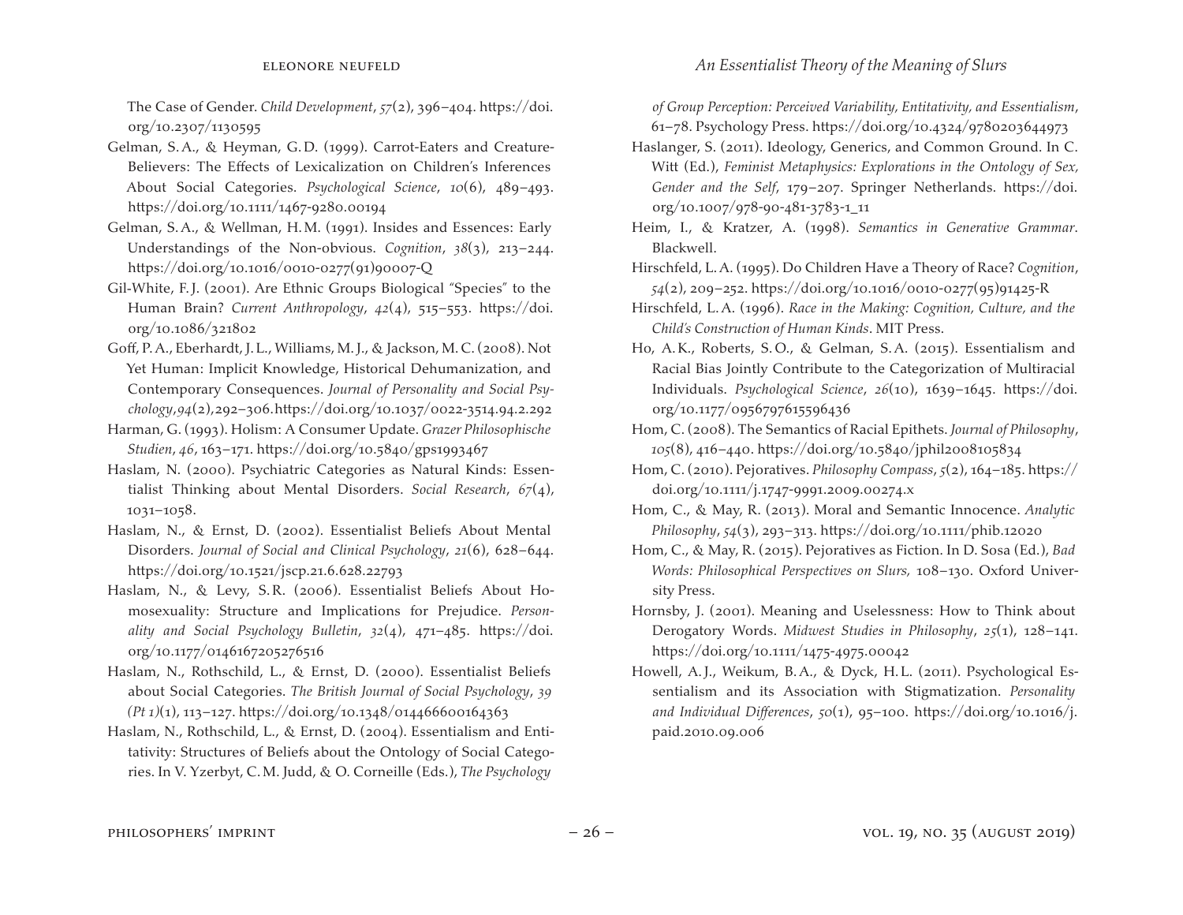The Case of Gender. *Child Development*, *57*(2), 396–404. https://doi.org/10.2307/1130595

Gelman, S. A., & Heyman, G. D. (1999). Carrot-Eaters and Creature-Believers: The Effects of Lexicalization on Children's Inferences About Social Categories. *Psychological Science*, *10*(6), 489–493. https://doi.org/10.1111/1467-9280.00194

Gelman, S. A., & Wellman, H. M. (1991). Insides and Essences: Early Understandings of the Non-obvious. *Cognition*, *38*(3), 213–244. https://doi.org/10.1016/0010-0277(91)90007-Q

Gil-White, F. J. (2001). Are Ethnic Groups Biological "Species" to the Human Brain? *Current Anthropology*, *42*(4), 515–553. https://doi.org/10.1086/321802

Goff, P. A., Eberhardt, J. L., Williams, M. J., & Jackson, M. C. (2008). Not Yet Human: Implicit Knowledge, Historical Dehumanization, and Contemporary Consequences. *Journal of Personality and Social Psychology*, *94*(2), 292–306. https://doi.org/10.1037/0022-3514.94.2.292

Harman, G. (1993). Holism: A Consumer Update. *Grazer Philosophische Studien*, *46*, 163–171. https://doi.org/10.5840/gps1993467

Haslam, N. (2000). Psychiatric Categories as Natural Kinds: Essentialist Thinking about Mental Disorders. *Social Research*, *67*(4), 1031–1058.

Haslam, N., & Ernst, D. (2002). Essentialist Beliefs About Mental Disorders. *Journal of Social and Clinical Psychology*, *21*(6), 628–644. https://doi.org/10.1521/jscp.21.6.628.22793

Haslam, N., & Levy, S. R. (2006). Essentialist Beliefs About Homosexuality: Structure and Implications for Prejudice. *Personality and Social Psychology Bulletin*, *32*(4), 471–485. https://doi.org/10.1177/0146167205276516

Haslam, N., Rothschild, L., & Ernst, D. (2000). Essentialist Beliefs about Social Categories. *The British Journal of Social Psychology*, *39 (Pt 1)*(1), 113–127. https://doi.org/10.1348/014466600164363

Haslam, N., Rothschild, L., & Ernst, D. (2004). Essentialism and Entitativity: Structures of Beliefs about the Ontology of Social Categories. In V. Yzerbyt, C. M. Judd, & O. Corneille (Eds.), *The Psychology of Group Perception: Perceived Variability, Entitativity, and Essentialism*, 61–78. Psychology Press. https://doi.org/10.4324/9780203644973

Haslanger, S. (2011). Ideology, Generics, and Common Ground. In C. Witt (Ed.), *Feminist Metaphysics: Explorations in the Ontology of Sex, Gender and the Self*, 179–207. Springer Netherlands. https://doi.org/10.1007/978-90-481-3783-1_11

Heim, I., & Kratzer, A. (1998). *Semantics in Generative Grammar*. Blackwell.

Hirschfeld, L. A. (1995). Do Children Have a Theory of Race? *Cognition*, *54*(2), 209–252. https://doi.org/10.1016/0010-0277(95)91425-R

Hirschfeld, L. A. (1996). *Race in the Making: Cognition, Culture, and the Child's Construction of Human Kinds*. MIT Press.

Ho, A. K., Roberts, S. O., & Gelman, S. A. (2015). Essentialism and Racial Bias Jointly Contribute to the Categorization of Multiracial Individuals. *Psychological Science*, *26*(10), 1639–1645. https://doi.org/10.1177/0956797615596436

Hom, C. (2008). The Semantics of Racial Epithets. *Journal of Philosophy*, *105*(8), 416–440. https://doi.org/10.5840/jphil2008105834

Hom, C. (2010). Pejoratives. *Philosophy Compass*, *5*(2), 164–185. https://doi.org/10.1111/j.1747-9991.2009.00274.x

Hom, C., & May, R. (2013). Moral and Semantic Innocence. *Analytic Philosophy*, *54*(3), 293–313. https://doi.org/10.1111/phib.12020

Hom, C., & May, R. (2015). Pejoratives as Fiction. In D. Sosa (Ed.), *Bad Words: Philosophical Perspectives on Slurs*, 108–130. Oxford University Press.

Hornsby, J. (2001). Meaning and Uselessness: How to Think about Derogatory Words. *Midwest Studies in Philosophy*, *25*(1), 128–141. https://doi.org/10.1111/1475-4975.00042

Howell, A. J., Weikum, B. A., & Dyck, H. L. (2011). Psychological Essentialism and its Association with Stigmatization. *Personality and Individual Differences*, *50*(1), 95–100. https://doi.org/10.1016/j.paid.2010.09.006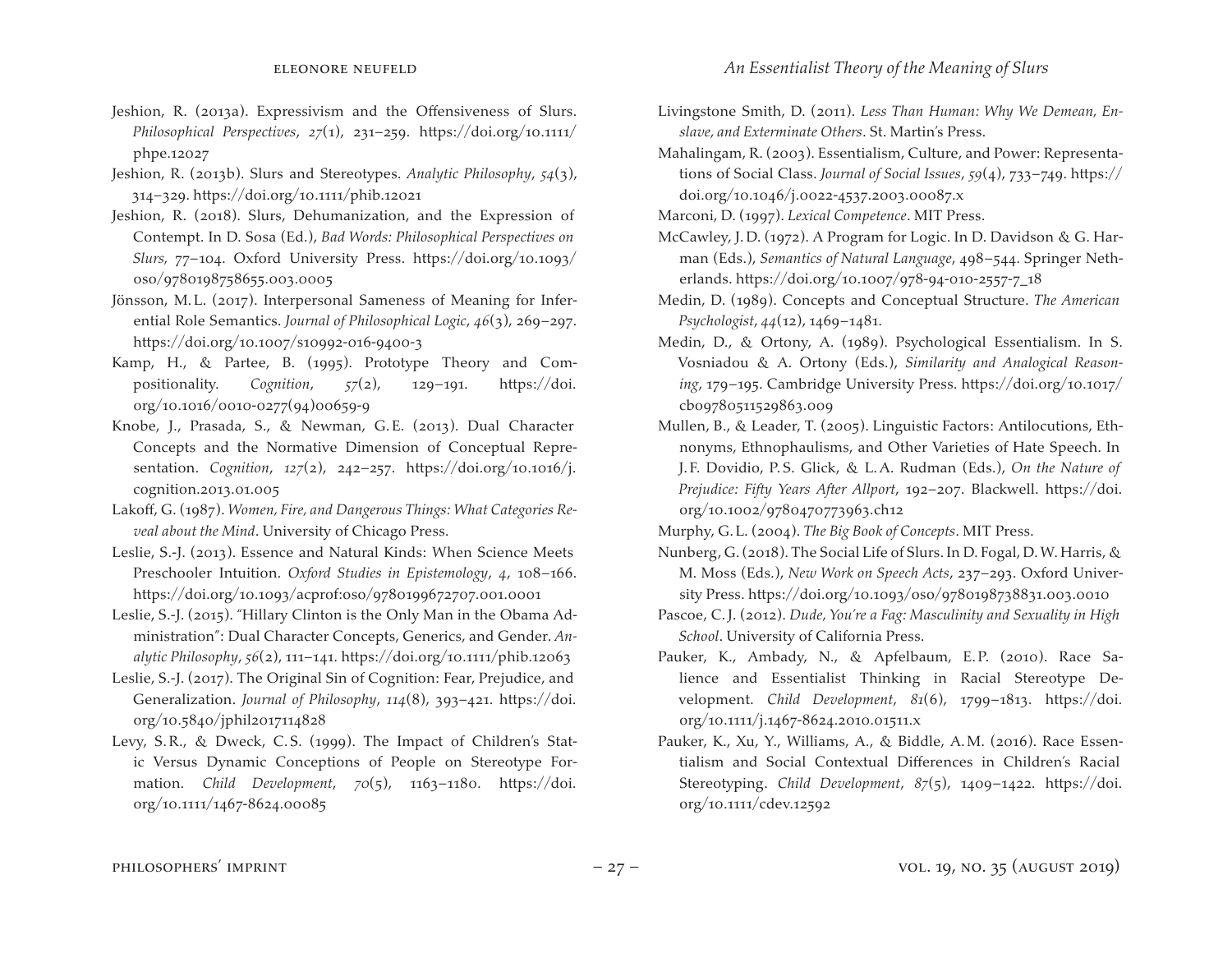Jeshion, R. (2013a). Expressivism and the Offensiveness of Slurs. *Philosophical Perspectives*, *27*(1), 231–259. https://doi.org/10.1111/phpe.12027

Jeshion, R. (2013b). Slurs and Stereotypes. *Analytic Philosophy*, *54*(3), 314–329. https://doi.org/10.1111/phib.12021

Jeshion, R. (2018). Slurs, Dehumanization, and the Expression of Contempt. In D. Sosa (Ed.), *Bad Words: Philosophical Perspectives on Slurs,* 77–104. Oxford University Press. https://doi.org/10.1093/oso/9780198758655.003.0005

Jönsson, M.L. (2017). Interpersonal Sameness of Meaning for Inferential Role Semantics. *Journal of Philosophical Logic*, *46*(3), 269–297. https://doi.org/10.1007/s10992-016-9400-3

Kamp, H., & Partee, B. (1995). Prototype Theory and Compositionality. *Cognition*, *57*(2), 129–191. https://doi.org/10.1016/0010-0277(94)00659-9

Knobe, J., Prasada, S., & Newman, G.E. (2013). Dual Character Concepts and the Normative Dimension of Conceptual Representation. *Cognition*, *127*(2), 242–257. https://doi.org/10.1016/j.cognition.2013.01.005

Lakoff, G. (1987). *Women, Fire, and Dangerous Things: What Categories Reveal about the Mind*. University of Chicago Press.

Leslie, S.-J. (2013). Essence and Natural Kinds: When Science Meets Preschooler Intuition. *Oxford Studies in Epistemology*, *4*, 108–166. https://doi.org/10.1093/acprof:oso/9780199672707.001.0001

Leslie, S.-J. (2015). "Hillary Clinton is the Only Man in the Obama Administration": Dual Character Concepts, Generics, and Gender. *Analytic Philosophy*, *56*(2), 111–141. https://doi.org/10.1111/phib.12063

Leslie, S.-J. (2017). The Original Sin of Cognition: Fear, Prejudice, and Generalization. *Journal of Philosophy*, *114*(8), 393–421. https://doi.org/10.5840/jphil2017114828

Levy, S.R., & Dweck, C.S. (1999). The Impact of Children's Static Versus Dynamic Conceptions of People on Stereotype Formation. *Child Development*, *70*(5), 1163–1180. https://doi.org/10.1111/1467-8624.00085

Livingstone Smith, D. (2011). *Less Than Human: Why We Demean, Enslave, and Exterminate Others*. St. Martin's Press.

Mahalingam, R. (2003). Essentialism, Culture, and Power: Representations of Social Class. *Journal of Social Issues*, *59*(4), 733–749. https://doi.org/10.1046/j.0022-4537.2003.00087.x

Marconi, D. (1997). *Lexical Competence*. MIT Press.

McCawley, J.D. (1972). A Program for Logic. In D. Davidson & G. Harman (Eds.), *Semantics of Natural Language*, 498–544. Springer Netherlands. https://doi.org/10.1007/978-94-010-2557-7_18

Medin, D. (1989). Concepts and Conceptual Structure. *The American Psychologist*, *44*(12), 1469–1481.

Medin, D., & Ortony, A. (1989). Psychological Essentialism. In S. Vosniadou & A. Ortony (Eds.), *Similarity and Analogical Reasoning*, 179–195. Cambridge University Press. https://doi.org/10.1017/cbo9780511529863.009

Mullen, B., & Leader, T. (2005). Linguistic Factors: Antilocutions, Ethnonyms, Ethnophaulisms, and Other Varieties of Hate Speech. In J.F. Dovidio, P.S. Glick, & L.A. Rudman (Eds.), *On the Nature of Prejudice: Fifty Years After Allport*, 192–207. Blackwell. https://doi.org/10.1002/9780470773963.ch12

Murphy, G.L. (2004). *The Big Book of Concepts*. MIT Press.

Nunberg, G. (2018). The Social Life of Slurs. In D. Fogal, D.W. Harris, & M. Moss (Eds.), *New Work on Speech Acts*, 237–293. Oxford University Press. https://doi.org/10.1093/oso/9780198738831.003.0010

Pascoe, C.J. (2012). *Dude, You're a Fag: Masculinity and Sexuality in High School*. University of California Press.

Pauker, K., Ambady, N., & Apfelbaum, E.P. (2010). Race Salience and Essentialist Thinking in Racial Stereotype Development. *Child Development*, *81*(6), 1799–1813. https://doi.org/10.1111/j.1467-8624.2010.01511.x

Pauker, K., Xu, Y., Williams, A., & Biddle, A.M. (2016). Race Essentialism and Social Contextual Differences in Children's Racial Stereotyping. *Child Development*, *87*(5), 1409–1422. https://doi.org/10.1111/cdev.12592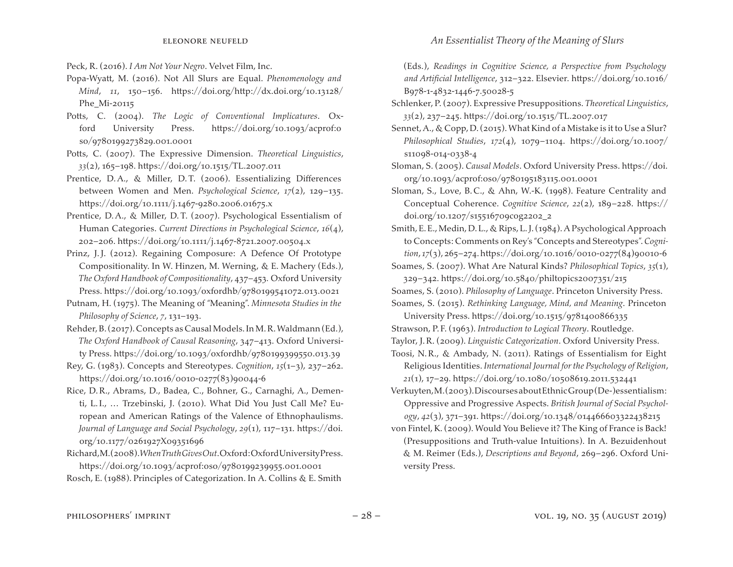Peck, R. (2016). *I Am Not Your Negro*. Velvet Film, Inc.

Popa-Wyatt, M. (2016). Not All Slurs are Equal. *Phenomenology and Mind*, *11*, 150–156. https://doi.org/http://dx.doi.org/10.13128/Phe_Mi-20115

Potts, C. (2004). *The Logic of Conventional Implicatures*. Oxford University Press. https://doi.org/10.1093/acprof:oso/9780199273829.001.0001

Potts, C. (2007). The Expressive Dimension. *Theoretical Linguistics*, *33*(2), 165–198. https://doi.org/10.1515/TL.2007.011

Prentice, D. A., & Miller, D. T. (2006). Essentializing Differences between Women and Men. *Psychological Science*, *17*(2), 129–135. https://doi.org/10.1111/j.1467-9280.2006.01675.x

Prentice, D. A., & Miller, D. T. (2007). Psychological Essentialism of Human Categories. *Current Directions in Psychological Science*, *16*(4), 202–206. https://doi.org/10.1111/j.1467-8721.2007.00504.x

Prinz, J. J. (2012). Regaining Composure: A Defence Of Prototype Compositionality. In W. Hinzen, M. Werning, & E. Machery (Eds.), *The Oxford Handbook of Compositionality*, 437–453. Oxford University Press. https://doi.org/10.1093/oxfordhb/9780199541072.013.0021

Putnam, H. (1975). The Meaning of "Meaning". *Minnesota Studies in the Philosophy of Science*, *7*, 131–193.

Rehder, B. (2017). Concepts as Causal Models. In M. R. Waldmann (Ed.), *The Oxford Handbook of Causal Reasoning*, 347–413. Oxford University Press. https://doi.org/10.1093/oxfordhb/9780199399550.013.39

Rey, G. (1983). Concepts and Stereotypes. *Cognition*, *15*(1–3), 237–262. https://doi.org/10.1016/0010-0277(83)90044-6

Rice, D. R., Abrams, D., Badea, C., Bohner, G., Carnaghi, A., Dementi, L. I., … Trzebinski, J. (2010). What Did You Just Call Me? European and American Ratings of the Valence of Ethnophaulisms. *Journal of Language and Social Psychology*, *29*(1), 117–131. https://doi.org/10.1177/0261927X09351696

Richard, M. (2008). *When Truth Gives Out*. Oxford: Oxford University Press. https://doi.org/10.1093/acprof:oso/9780199239955.001.0001

Rosch, E. (1988). Principles of Categorization. In A. Collins & E. Smith (Eds.), *Readings in Cognitive Science, a Perspective from Psychology and Artificial Intelligence*, 312–322. Elsevier. https://doi.org/10.1016/B978-1-4832-1446-7.50028-5

Schlenker, P. (2007). Expressive Presuppositions. *Theoretical Linguistics*, *33*(2), 237–245. https://doi.org/10.1515/TL.2007.017

Sennet, A., & Copp, D. (2015). What Kind of a Mistake is it to Use a Slur? *Philosophical Studies*, *172*(4), 1079–1104. https://doi.org/10.1007/s11098-014-0338-4

Sloman, S. (2005). *Causal Models*. Oxford University Press. https://doi.org/10.1093/acprof:oso/9780195183115.001.0001

Sloman, S., Love, B. C., & Ahn, W.-K. (1998). Feature Centrality and Conceptual Coherence. *Cognitive Science*, *22*(2), 189–228. https://doi.org/10.1207/s15516709cog2202_2

Smith, E. E., Medin, D. L., & Rips, L. J. (1984). A Psychological Approach to Concepts: Comments on Rey's "Concepts and Stereotypes". *Cognition*, *17*(3), 265–274. https://doi.org/10.1016/0010-0277(84)90010-6

Soames, S. (2007). What Are Natural Kinds? *Philosophical Topics*, *35*(1), 329–342. https://doi.org/10.5840/philtopics2007351/215

Soames, S. (2010). *Philosophy of Language*. Princeton University Press.

Soames, S. (2015). *Rethinking Language, Mind, and Meaning*. Princeton University Press. https://doi.org/10.1515/9781400866335

Strawson, P. F. (1963). *Introduction to Logical Theory*. Routledge.

Taylor, J. R. (2009). *Linguistic Categorization*. Oxford University Press.

Toosi, N. R., & Ambady, N. (2011). Ratings of Essentialism for Eight Religious Identities. *International Journal for the Psychology of Religion*, *21*(1), 17–29. https://doi.org/10.1080/10508619.2011.532441

Verkuyten, M. (2003). Discourses about Ethnic Group (De-)essentialism: Oppressive and Progressive Aspects. *British Journal of Social Psychology*, *42*(3), 371–391. https://doi.org/10.1348/014466603322438215

von Fintel, K. (2009). Would You Believe it? The King of France is Back! (Presuppositions and Truth-value Intuitions). In A. Bezuidenhout & M. Reimer (Eds.), *Descriptions and Beyond*, 269–296. Oxford University Press.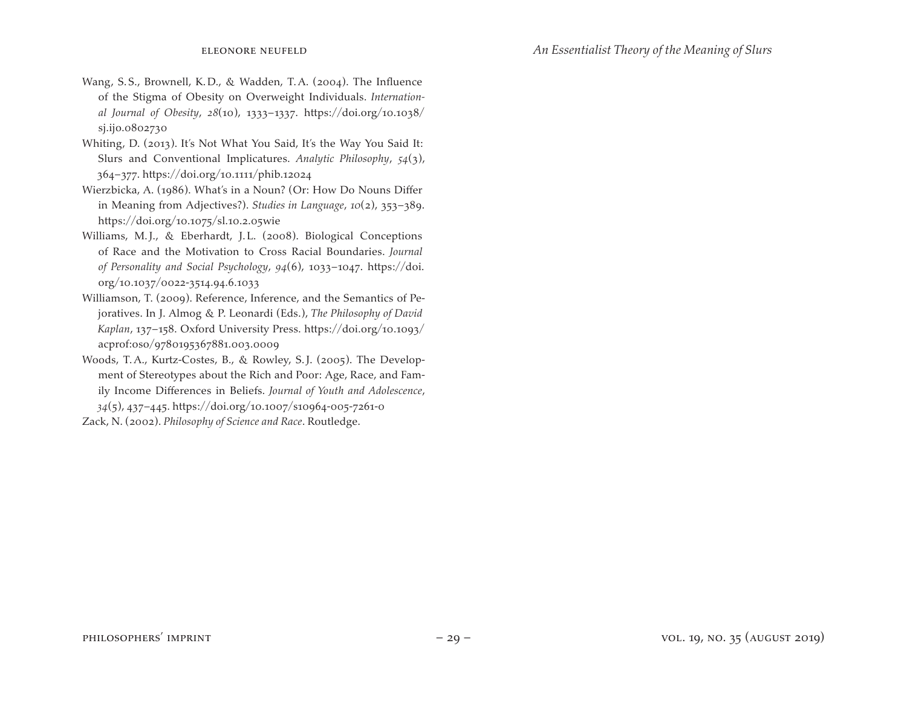Wang, S.S., Brownell, K.D., & Wadden, T.A. (2004). The Influence of the Stigma of Obesity on Overweight Individuals. *International Journal of Obesity*, *28*(10), 1333–1337. https://doi.org/10.1038/sj.ijo.0802730

Whiting, D. (2013). It's Not What You Said, It's the Way You Said It: Slurs and Conventional Implicatures. *Analytic Philosophy*, *54*(3), 364–377. https://doi.org/10.1111/phib.12024

Wierzbicka, A. (1986). What's in a Noun? (Or: How Do Nouns Differ in Meaning from Adjectives?). *Studies in Language*, *10*(2), 353–389. https://doi.org/10.1075/sl.10.2.05wie

Williams, M.J., & Eberhardt, J.L. (2008). Biological Conceptions of Race and the Motivation to Cross Racial Boundaries. *Journal of Personality and Social Psychology*, *94*(6), 1033–1047. https://doi.org/10.1037/0022-3514.94.6.1033

Williamson, T. (2009). Reference, Inference, and the Semantics of Pejoratives. In J. Almog & P. Leonardi (Eds.), *The Philosophy of David Kaplan*, 137–158. Oxford University Press. https://doi.org/10.1093/acprof:oso/9780195367881.003.0009

Woods, T.A., Kurtz-Costes, B., & Rowley, S.J. (2005). The Development of Stereotypes about the Rich and Poor: Age, Race, and Family Income Differences in Beliefs. *Journal of Youth and Adolescence*, *34*(5), 437–445. https://doi.org/10.1007/s10964-005-7261-0

Zack, N. (2002). *Philosophy of Science and Race*. Routledge.